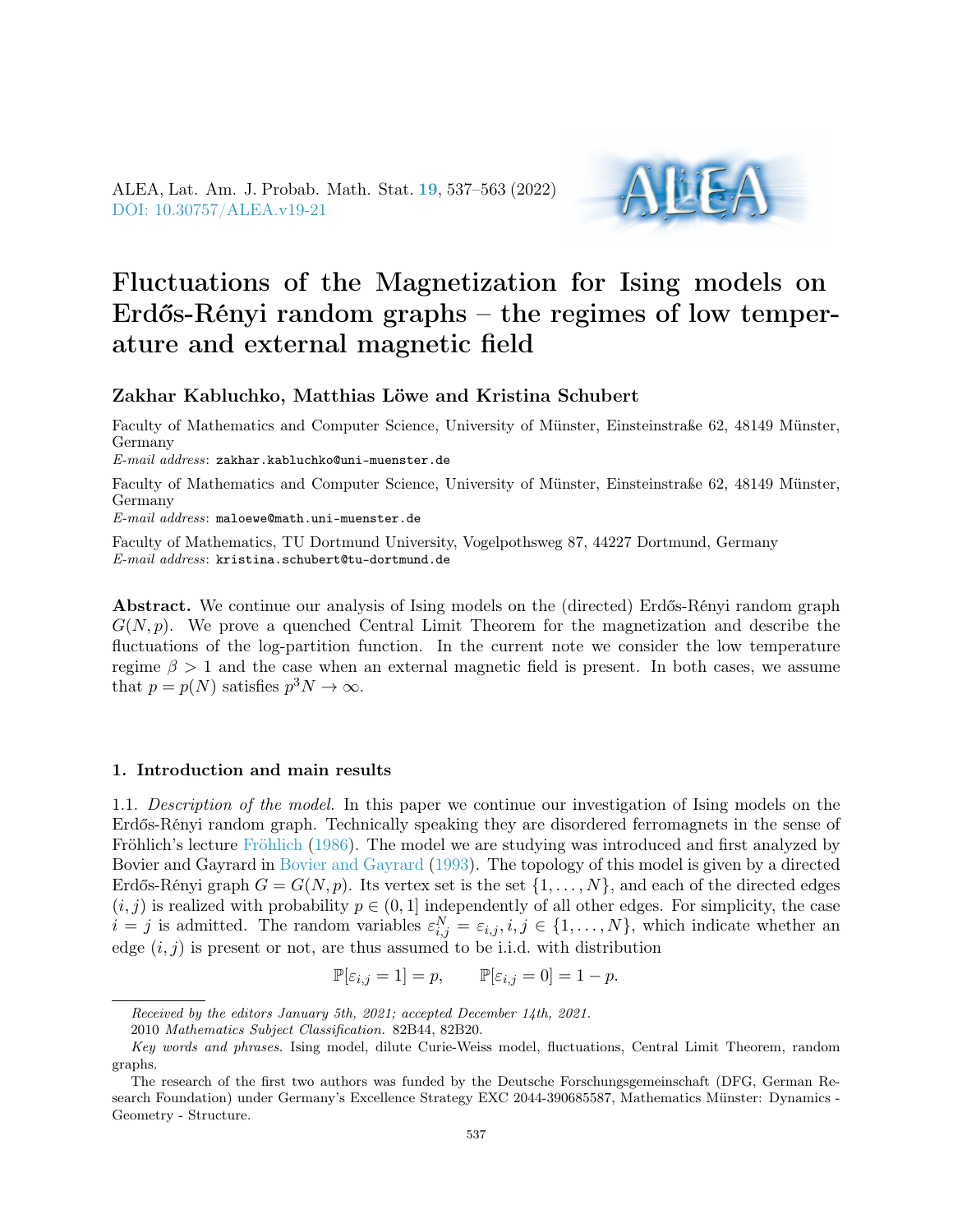# Fluctuations of the Magnetization for Ising models on Erdős-Rényi random graphs – the regimes of low temperature and external magnetic field

**Zakhar Kabluchko, Matthias Löwe and Kristina Schubert**

Faculty of Mathematics and Computer Science, University of Münster, Einsteinstraße 62, 48149 Münster, Germany
*E-mail address*: zakhar.kabluchko@uni-muenster.de

Faculty of Mathematics and Computer Science, University of Münster, Einsteinstraße 62, 48149 Münster, Germany
*E-mail address*: maloewe@math.uni-muenster.de

Faculty of Mathematics, TU Dortmund University, Vogelpothsweg 87, 44227 Dortmund, Germany
*E-mail address*: kristina.schubert@tu-dortmund.de

**Abstract.** We continue our analysis of Ising models on the (directed) Erdős-Rényi random graph $G(N, p)$. We prove a quenched Central Limit Theorem for the magnetization and describe the fluctuations of the log-partition function. In the current note we consider the low temperature regime $\beta > 1$ and the case when an external magnetic field is present. In both cases, we assume that $p = p(N)$ satisfies $p^3 N \to \infty$.

## 1. Introduction and main results

1.1. *Description of the model.* In this paper we continue our investigation of Ising models on the Erdős-Rényi random graph. Technically speaking they are disordered ferromagnets in the sense of Fröhlich's lecture Fröhlich (1986). The model we are studying was introduced and first analyzed by Bovier and Gayrard in Bovier and Gayrard (1993). The topology of this model is given by a directed Erdős-Rényi graph $G = G(N, p)$. Its vertex set is the set $\{1, \ldots, N\}$, and each of the directed edges $(i, j)$ is realized with probability $p \in (0, 1]$ independently of all other edges. For simplicity, the case $i = j$ is admitted. The random variables $\varepsilon_{i,j}^N = \varepsilon_{i,j}, i, j \in \{1, \ldots, N\}$, which indicate whether an edge $(i, j)$ is present or not, are thus assumed to be i.i.d. with distribution

$$\mathbb{P}[\varepsilon_{i,j} = 1] = p, \qquad \mathbb{P}[\varepsilon_{i,j} = 0] = 1 - p.$$

---

Received by the editors January 5th, 2021; accepted December 14th, 2021.

2010 *Mathematics Subject Classification.* 82B44, 82B20.

*Key words and phrases.* Ising model, dilute Curie-Weiss model, fluctuations, Central Limit Theorem, random graphs.

The research of the first two authors was funded by the Deutsche Forschungsgemeinschaft (DFG, German Research Foundation) under Germany's Excellence Strategy EXC 2044-390685587, Mathematics Münster: Dynamics - Geometry - Structure.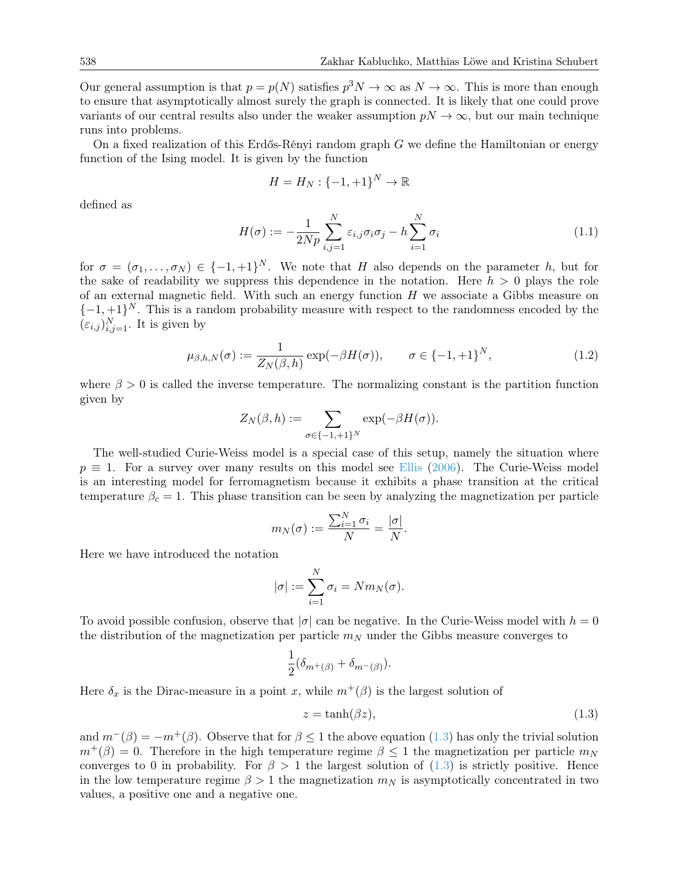Our general assumption is that $p = p(N)$ satisfies $p^3 N \to \infty$ as $N \to \infty$. This is more than enough to ensure that asymptotically almost surely the graph is connected. It is likely that one could prove variants of our central results also under the weaker assumption $pN \to \infty$, but our main technique runs into problems.

On a fixed realization of this Erdős-Rényi random graph $G$ we define the Hamiltonian or energy function of the Ising model. It is given by the function

$$H = H_N : \{-1, +1\}^N \to \mathbb{R}$$

defined as

$$H(\sigma) := -\frac{1}{2Np} \sum_{i,j=1}^{N} \varepsilon_{i,j} \sigma_i \sigma_j - h \sum_{i=1}^{N} \sigma_i \tag{1.1}$$

for $\sigma = (\sigma_1, \ldots, \sigma_N) \in \{-1, +1\}^N$. We note that $H$ also depends on the parameter $h$, but for the sake of readability we suppress this dependence in the notation. Here $h > 0$ plays the role of an external magnetic field. With such an energy function $H$ we associate a Gibbs measure on $\{-1, +1\}^N$. This is a random probability measure with respect to the randomness encoded by the $(\varepsilon_{i,j})_{i,j=1}^N$. It is given by

$$\mu_{\beta,h,N}(\sigma) := \frac{1}{Z_N(\beta, h)} \exp(-\beta H(\sigma)), \qquad \sigma \in \{-1, +1\}^N, \tag{1.2}$$

where $\beta > 0$ is called the inverse temperature. The normalizing constant is the partition function given by

$$Z_N(\beta, h) := \sum_{\sigma \in \{-1,+1\}^N} \exp(-\beta H(\sigma)).$$

The well-studied Curie-Weiss model is a special case of this setup, namely the situation where $p \equiv 1$. For a survey over many results on this model see Ellis (2006). The Curie-Weiss model is an interesting model for ferromagnetism because it exhibits a phase transition at the critical temperature $\beta_c = 1$. This phase transition can be seen by analyzing the magnetization per particle

$$m_N(\sigma) := \frac{\sum_{i=1}^N \sigma_i}{N} = \frac{|\sigma|}{N}.$$

Here we have introduced the notation

$$|\sigma| := \sum_{i=1}^{N} \sigma_i = N m_N(\sigma).$$

To avoid possible confusion, observe that $|\sigma|$ can be negative. In the Curie-Weiss model with $h = 0$ the distribution of the magnetization per particle $m_N$ under the Gibbs measure converges to

$$\frac{1}{2}(\delta_{m^+(\beta)} + \delta_{m^-(\beta)}).$$

Here $\delta_x$ is the Dirac-measure in a point $x$, while $m^+(\beta)$ is the largest solution of

$$z = \tanh(\beta z), \tag{1.3}$$

and $m^-(\beta) = -m^+(\beta)$. Observe that for $\beta \leq 1$ the above equation (1.3) has only the trivial solution $m^+(\beta) = 0$. Therefore in the high temperature regime $\beta \leq 1$ the magnetization per particle $m_N$ converges to 0 in probability. For $\beta > 1$ the largest solution of (1.3) is strictly positive. Hence in the low temperature regime $\beta > 1$ the magnetization $m_N$ is asymptotically concentrated in two values, a positive one and a negative one.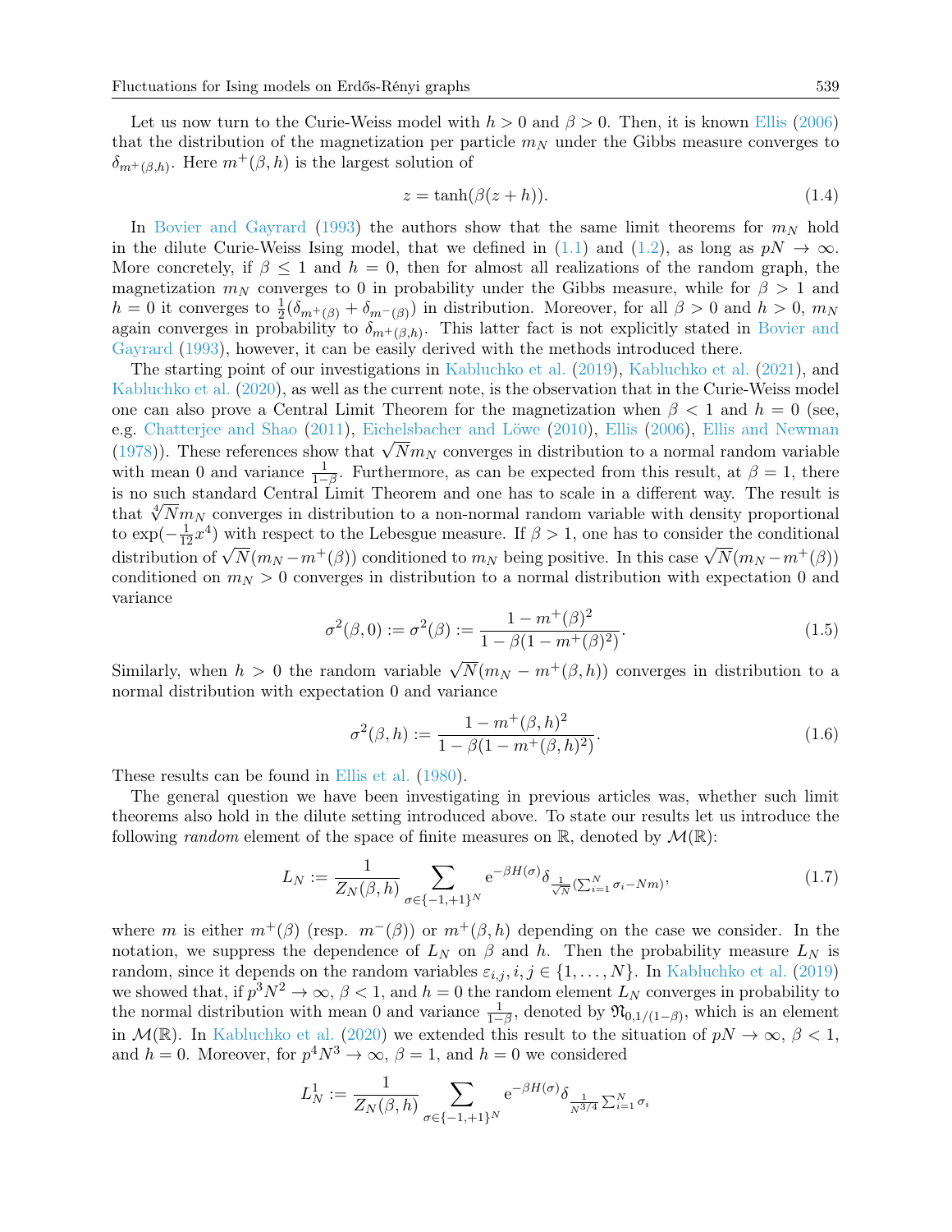Let us now turn to the Curie-Weiss model with $h > 0$ and $\beta > 0$. Then, it is known Ellis (2006) that the distribution of the magnetization per particle $m_N$ under the Gibbs measure converges to $\delta_{m^+(\beta,h)}$. Here $m^+(\beta, h)$ is the largest solution of

$$z = \tanh(\beta(z + h)). \tag{1.4}$$

In Bovier and Gayrard (1993) the authors show that the same limit theorems for $m_N$ hold in the dilute Curie-Weiss Ising model, that we defined in (1.1) and (1.2), as long as $pN \to \infty$. More concretely, if $\beta \le 1$ and $h = 0$, then for almost all realizations of the random graph, the magnetization $m_N$ converges to 0 in probability under the Gibbs measure, while for $\beta > 1$ and $h = 0$ it converges to $\frac{1}{2}(\delta_{m^+(\beta)} + \delta_{m^-(\beta)})$ in distribution. Moreover, for all $\beta > 0$ and $h > 0$, $m_N$ again converges in probability to $\delta_{m^+(\beta,h)}$. This latter fact is not explicitly stated in Bovier and Gayrard (1993), however, it can be easily derived with the methods introduced there.

The starting point of our investigations in Kabluchko et al. (2019), Kabluchko et al. (2021), and Kabluchko et al. (2020), as well as the current note, is the observation that in the Curie-Weiss model one can also prove a Central Limit Theorem for the magnetization when $\beta < 1$ and $h = 0$ (see, e.g. Chatterjee and Shao (2011), Eichelsbacher and Löwe (2010), Ellis (2006), Ellis and Newman (1978)). These references show that $\sqrt{N} m_N$ converges in distribution to a normal random variable with mean 0 and variance $\frac{1}{1-\beta}$. Furthermore, as can be expected from this result, at $\beta = 1$, there is no such standard Central Limit Theorem and one has to scale in a different way. The result is that $\sqrt[4]{N} m_N$ converges in distribution to a non-normal random variable with density proportional to $\exp(-\frac{1}{12}x^4)$ with respect to the Lebesgue measure. If $\beta > 1$, one has to consider the conditional distribution of $\sqrt{N}(m_N - m^+(\beta))$ conditioned to $m_N$ being positive. In this case $\sqrt{N}(m_N - m^+(\beta))$ conditioned on $m_N > 0$ converges in distribution to a normal distribution with expectation 0 and variance

$$\sigma^2(\beta, 0) := \sigma^2(\beta) := \frac{1 - m^+(\beta)^2}{1 - \beta(1 - m^+(\beta)^2)}. \tag{1.5}$$

Similarly, when $h > 0$ the random variable $\sqrt{N}(m_N - m^+(\beta, h))$ converges in distribution to a normal distribution with expectation 0 and variance

$$\sigma^2(\beta, h) := \frac{1 - m^+(\beta, h)^2}{1 - \beta(1 - m^+(\beta, h)^2)}. \tag{1.6}$$

These results can be found in Ellis et al. (1980).

The general question we have been investigating in previous articles was, whether such limit theorems also hold in the dilute setting introduced above. To state our results let us introduce the following *random* element of the space of finite measures on $\mathbb{R}$, denoted by $\mathcal{M}(\mathbb{R})$:

$$L_N := \frac{1}{Z_N(\beta, h)} \sum_{\sigma \in \{-1,+1\}^N} \mathrm{e}^{-\beta H(\sigma)} \delta_{\frac{1}{\sqrt{N}}(\sum_{i=1}^N \sigma_i - Nm)}, \tag{1.7}$$

where $m$ is either $m^+(\beta)$ (resp. $m^-(\beta)$) or $m^+(\beta, h)$ depending on the case we consider. In the notation, we suppress the dependence of $L_N$ on $\beta$ and $h$. Then the probability measure $L_N$ is random, since it depends on the random variables $\varepsilon_{i,j}, i, j \in \{1, \ldots, N\}$. In Kabluchko et al. (2019) we showed that, if $p^3 N^2 \to \infty$, $\beta < 1$, and $h = 0$ the random element $L_N$ converges in probability to the normal distribution with mean 0 and variance $\frac{1}{1-\beta}$, denoted by $\mathfrak{N}_{0,1/(1-\beta)}$, which is an element in $\mathcal{M}(\mathbb{R})$. In Kabluchko et al. (2020) we extended this result to the situation of $pN \to \infty$, $\beta < 1$, and $h = 0$. Moreover, for $p^4 N^3 \to \infty$, $\beta = 1$, and $h = 0$ we considered

$$L_N^1 := \frac{1}{Z_N(\beta, h)} \sum_{\sigma \in \{-1,+1\}^N} \mathrm{e}^{-\beta H(\sigma)} \delta_{\frac{1}{N^{3/4}} \sum_{i=1}^N \sigma_i}$$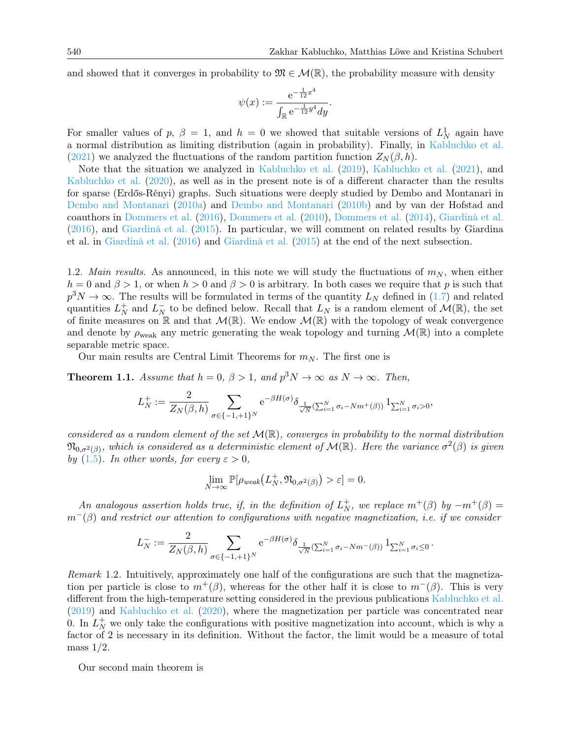and showed that it converges in probability to $\mathfrak{M} \in \mathcal{M}(\mathbb{R})$, the probability measure with density

$$\psi(x) := \frac{\mathrm{e}^{-\frac{1}{12}x^4}}{\int_{\mathbb{R}} \mathrm{e}^{-\frac{1}{12}y^4} dy}.$$

For smaller values of $p$, $\beta = 1$, and $h = 0$ we showed that suitable versions of $L_N^1$ again have a normal distribution as limiting distribution (again in probability). Finally, in Kabluchko et al. (2021) we analyzed the fluctuations of the random partition function $Z_N(\beta, h)$.

Note that the situation we analyzed in Kabluchko et al. (2019), Kabluchko et al. (2021), and Kabluchko et al. (2020), as well as in the present note is of a different character than the results for sparse (Erdős-Rényi) graphs. Such situations were deeply studied by Dembo and Montanari in Dembo and Montanari (2010a) and Dembo and Montanari (2010b) and by van der Hofstad and coauthors in Dommers et al. (2016), Dommers et al. (2010), Dommers et al. (2014), Giardinà et al. (2016), and Giardinà et al. (2015). In particular, we will comment on related results by Giardina et al. in Giardinà et al. (2016) and Giardinà et al. (2015) at the end of the next subsection.

1.2. *Main results.* As announced, in this note we will study the fluctuations of $m_N$, when either $h = 0$ and $\beta > 1$, or when $h > 0$ and $\beta > 0$ is arbitrary. In both cases we require that $p$ is such that $p^3 N \to \infty$. The results will be formulated in terms of the quantity $L_N$ defined in (1.7) and related quantities $L_N^+$ and $L_N^-$ to be defined below. Recall that $L_N$ is a random element of $\mathcal{M}(\mathbb{R})$, the set of finite measures on $\mathbb{R}$ and that $\mathcal{M}(\mathbb{R})$. We endow $\mathcal{M}(\mathbb{R})$ with the topology of weak convergence and denote by $\rho_{\text{weak}}$ any metric generating the weak topology and turning $\mathcal{M}(\mathbb{R})$ into a complete separable metric space.

Our main results are Central Limit Theorems for $m_N$. The first one is

**Theorem 1.1.** *Assume that $h = 0$, $\beta > 1$, and $p^3 N \to \infty$ as $N \to \infty$. Then,*

$$L_N^+ := \frac{2}{Z_N(\beta, h)} \sum_{\sigma \in \{-1,+1\}^N} \mathrm{e}^{-\beta H(\sigma)} \delta_{\frac{1}{\sqrt{N}}(\sum_{i=1}^N \sigma_i - N m^+(\beta))} \mathbb{1}_{\sum_{i=1}^N \sigma_i > 0},$$

*considered as a random element of the set $\mathcal{M}(\mathbb{R})$, converges in probability to the normal distribution $\mathfrak{N}_{0,\sigma^2(\beta)}$, which is considered as a deterministic element of $\mathcal{M}(\mathbb{R})$. Here the variance $\sigma^2(\beta)$ is given by (1.5). In other words, for every $\varepsilon > 0$,*

$$\lim_{N \to \infty} \mathbb{P}[\rho_{weak}(L_N^+, \mathfrak{N}_{0,\sigma^2(\beta)}) > \varepsilon] = 0.$$

*An analogous assertion holds true, if, in the definition of $L_N^+$, we replace $m^+(\beta)$ by $-m^+(\beta) = m^-(\beta)$ and restrict our attention to configurations with negative magnetization, i.e. if we consider*

$$L_N^- := \frac{2}{Z_N(\beta, h)} \sum_{\sigma \in \{-1,+1\}^N} \mathrm{e}^{-\beta H(\sigma)} \delta_{\frac{1}{\sqrt{N}}(\sum_{i=1}^N \sigma_i - N m^-(\beta))} \mathbb{1}_{\sum_{i=1}^N \sigma_i \le 0}.$$

*Remark* 1.2. Intuitively, approximately one half of the configurations are such that the magnetization per particle is close to $m^+(\beta)$, whereas for the other half it is close to $m^-(\beta)$. This is very different from the high-temperature setting considered in the previous publications Kabluchko et al. (2019) and Kabluchko et al. (2020), where the magnetization per particle was concentrated near 0. In $L_N^+$ we only take the configurations with positive magnetization into account, which is why a factor of 2 is necessary in its definition. Without the factor, the limit would be a measure of total mass 1/2.

Our second main theorem is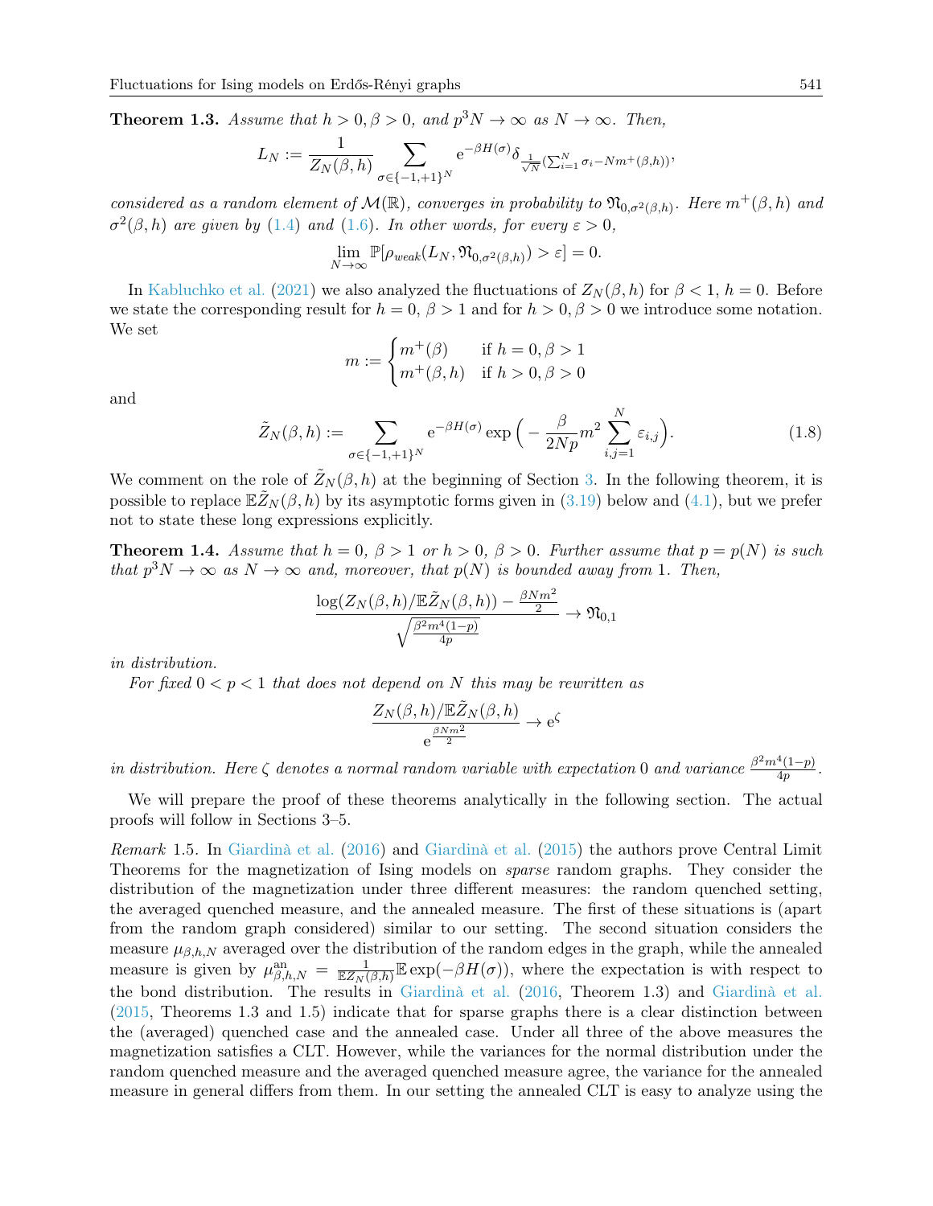**Theorem 1.3.** *Assume that $h > 0, \beta > 0$, and $p^3 N \to \infty$ as $N \to \infty$. Then,*

$$L_N := \frac{1}{Z_N(\beta,h)} \sum_{\sigma \in \{-1,+1\}^N} \mathrm{e}^{-\beta H(\sigma)} \delta_{\frac{1}{\sqrt{N}}(\sum_{i=1}^N \sigma_i - N m^+(\beta,h))},$$

*considered as a random element of $\mathcal{M}(\mathbb{R})$, converges in probability to $\mathfrak{N}_{0,\sigma^2(\beta,h)}$. Here $m^+(\beta,h)$ and $\sigma^2(\beta,h)$ are given by (1.4) and (1.6). In other words, for every $\varepsilon > 0$,*

$$\lim_{N\to\infty} \mathbb{P}[\rho_{weak}(L_N, \mathfrak{N}_{0,\sigma^2(\beta,h)}) > \varepsilon] = 0.$$

In Kabluchko et al. (2021) we also analyzed the fluctuations of $Z_N(\beta,h)$ for $\beta < 1$, $h = 0$. Before we state the corresponding result for $h = 0$, $\beta > 1$ and for $h > 0, \beta > 0$ we introduce some notation. We set

$$m := \begin{cases} m^+(\beta) & \text{if } h = 0, \beta > 1 \\ m^+(\beta,h) & \text{if } h > 0, \beta > 0 \end{cases}$$

and

$$\tilde{Z}_N(\beta,h) := \sum_{\sigma \in \{-1,+1\}^N} \mathrm{e}^{-\beta H(\sigma)} \exp\Big(-\frac{\beta}{2Np} m^2 \sum_{i,j=1}^N \varepsilon_{i,j}\Big). \tag{1.8}$$

We comment on the role of $\tilde{Z}_N(\beta,h)$ at the beginning of Section 3. In the following theorem, it is possible to replace $\mathbb{E}\tilde{Z}_N(\beta,h)$ by its asymptotic forms given in (3.19) below and (4.1), but we prefer not to state these long expressions explicitly.

**Theorem 1.4.** *Assume that $h = 0$, $\beta > 1$ or $h > 0$, $\beta > 0$. Further assume that $p = p(N)$ is such that $p^3 N \to \infty$ as $N \to \infty$ and, moreover, that $p(N)$ is bounded away from 1. Then,*

$$\frac{\log(Z_N(\beta,h)/\mathbb{E}\tilde{Z}_N(\beta,h)) - \frac{\beta N m^2}{2}}{\sqrt{\frac{\beta^2 m^4 (1-p)}{4p}}} \to \mathfrak{N}_{0,1}$$

*in distribution.*

*For fixed $0 < p < 1$ that does not depend on $N$ this may be rewritten as*

$$\frac{Z_N(\beta,h)/\mathbb{E}\tilde{Z}_N(\beta,h)}{\mathrm{e}^{\frac{\beta N m^2}{2}}} \to \mathrm{e}^{\zeta}$$

*in distribution. Here $\zeta$ denotes a normal random variable with expectation $0$ and variance $\frac{\beta^2 m^4 (1-p)}{4p}$.*

We will prepare the proof of these theorems analytically in the following section. The actual proofs will follow in Sections 3–5.

*Remark* 1.5. In Giardinà et al. (2016) and Giardinà et al. (2015) the authors prove Central Limit Theorems for the magnetization of Ising models on *sparse* random graphs. They consider the distribution of the magnetization under three different measures: the random quenched setting, the averaged quenched measure, and the annealed measure. The first of these situations is (apart from the random graph considered) similar to our setting. The second situation considers the measure $\mu_{\beta,h,N}$ averaged over the distribution of the random edges in the graph, while the annealed measure is given by $\mu^{\mathrm{an}}_{\beta,h,N} = \frac{1}{\mathbb{E}Z_N(\beta,h)} \mathbb{E}\exp(-\beta H(\sigma))$, where the expectation is with respect to the bond distribution. The results in Giardinà et al. (2016, Theorem 1.3) and Giardinà et al. (2015, Theorems 1.3 and 1.5) indicate that for sparse graphs there is a clear distinction between the (averaged) quenched case and the annealed case. Under all three of the above measures the magnetization satisfies a CLT. However, while the variances for the normal distribution under the random quenched measure and the averaged quenched measure agree, the variance for the annealed measure in general differs from them. In our setting the annealed CLT is easy to analyze using the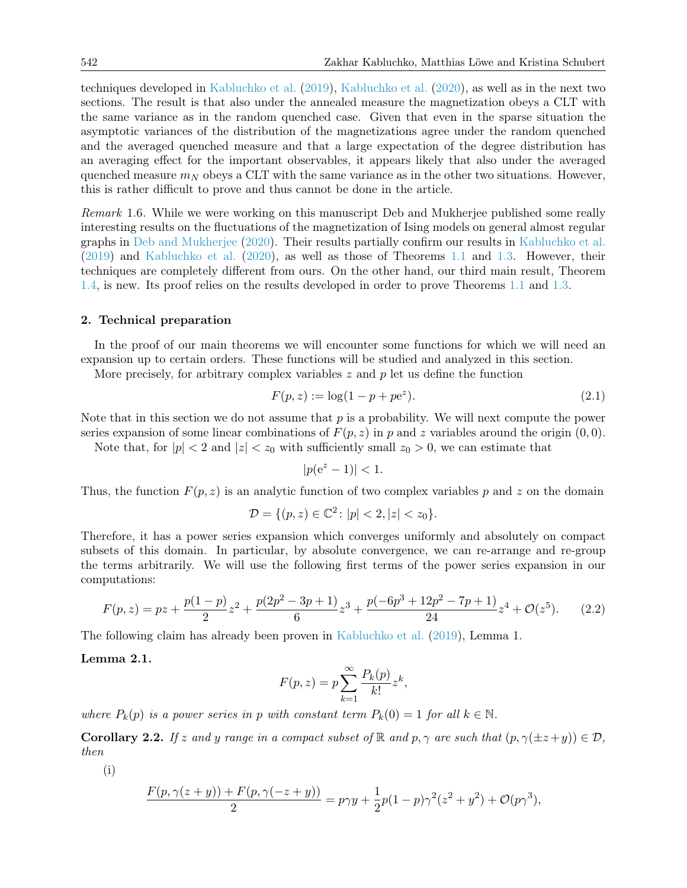techniques developed in Kabluchko et al. (2019), Kabluchko et al. (2020), as well as in the next two sections. The result is that also under the annealed measure the magnetization obeys a CLT with the same variance as in the random quenched case. Given that even in the sparse situation the asymptotic variances of the distribution of the magnetizations agree under the random quenched and the averaged quenched measure and that a large expectation of the degree distribution has an averaging effect for the important observables, it appears likely that also under the averaged quenched measure $m_N$ obeys a CLT with the same variance as in the other two situations. However, this is rather difficult to prove and thus cannot be done in the article.

*Remark* 1.6. While we were working on this manuscript Deb and Mukherjee published some really interesting results on the fluctuations of the magnetization of Ising models on general almost regular graphs in Deb and Mukherjee (2020). Their results partially confirm our results in Kabluchko et al. (2019) and Kabluchko et al. (2020), as well as those of Theorems 1.1 and 1.3. However, their techniques are completely different from ours. On the other hand, our third main result, Theorem 1.4, is new. Its proof relies on the results developed in order to prove Theorems 1.1 and 1.3.

## 2. Technical preparation

In the proof of our main theorems we will encounter some functions for which we will need an expansion up to certain orders. These functions will be studied and analyzed in this section.

More precisely, for arbitrary complex variables $z$ and $p$ let us define the function

$$F(p, z) := \log(1 - p + p\mathrm{e}^z). \tag{2.1}$$

Note that in this section we do not assume that $p$ is a probability. We will next compute the power series expansion of some linear combinations of $F(p, z)$ in $p$ and $z$ variables around the origin $(0, 0)$.

Note that, for $|p| < 2$ and $|z| < z_0$ with sufficiently small $z_0 > 0$, we can estimate that

$$|p(\mathrm{e}^z - 1)| < 1.$$

Thus, the function $F(p, z)$ is an analytic function of two complex variables $p$ and $z$ on the domain

$$\mathcal{D} = \{(p, z) \in \mathbb{C}^2 \colon |p| < 2, |z| < z_0\}.$$

Therefore, it has a power series expansion which converges uniformly and absolutely on compact subsets of this domain. In particular, by absolute convergence, we can re-arrange and re-group the terms arbitrarily. We will use the following first terms of the power series expansion in our computations:

$$F(p, z) = pz + \frac{p(1-p)}{2}z^2 + \frac{p(2p^2 - 3p + 1)}{6}z^3 + \frac{p(-6p^3 + 12p^2 - 7p + 1)}{24}z^4 + \mathcal{O}(z^5). \tag{2.2}$$

The following claim has already been proven in Kabluchko et al. (2019), Lemma 1.

**Lemma 2.1.**

$$F(p, z) = p \sum_{k=1}^{\infty} \frac{P_k(p)}{k!} z^k,$$

*where $P_k(p)$ is a power series in $p$ with constant term $P_k(0) = 1$ for all $k \in \mathbb{N}$.*

**Corollary 2.2.** *If $z$ and $y$ range in a compact subset of $\mathbb{R}$ and $p, \gamma$ are such that $(p, \gamma(\pm z + y)) \in \mathcal{D}$, then*

(i)

$$\frac{F(p, \gamma(z + y)) + F(p, \gamma(-z + y))}{2} = p\gamma y + \frac{1}{2}p(1-p)\gamma^2(z^2 + y^2) + \mathcal{O}(p\gamma^3),$$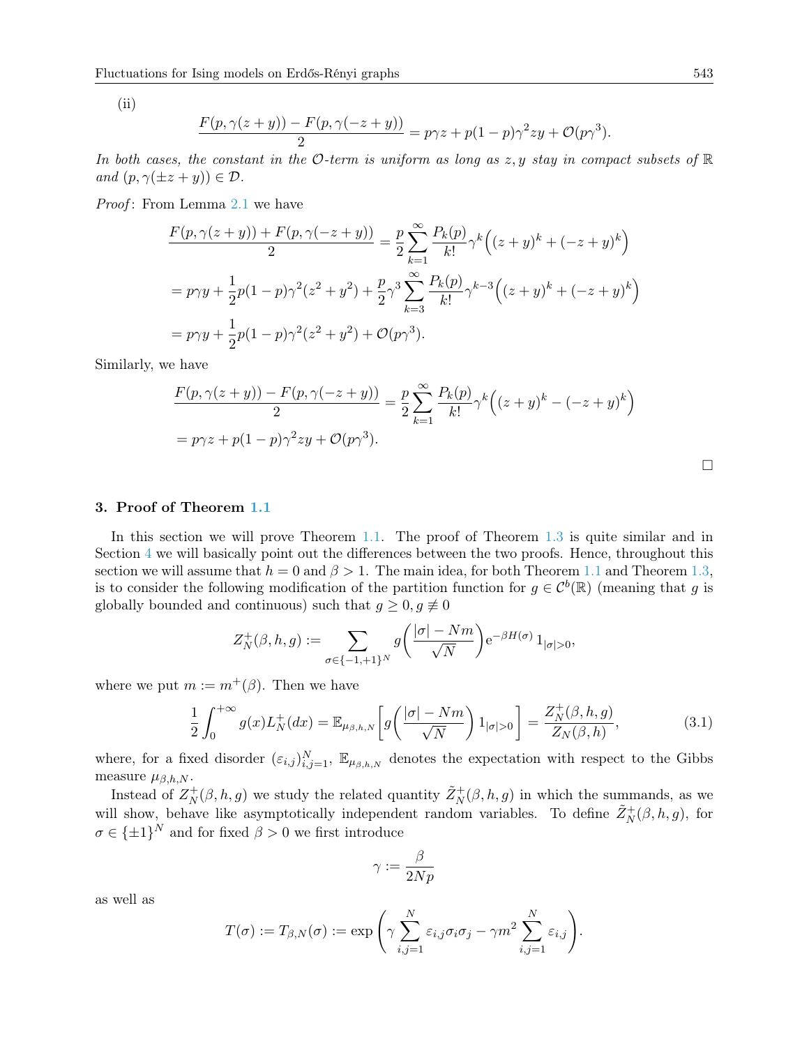(ii)

$$\frac{F(p,\gamma(z+y))-F(p,\gamma(-z+y))}{2}=p\gamma z+p(1-p)\gamma^2 zy+\mathcal{O}(p\gamma^3).$$

*In both cases, the constant in the $\mathcal{O}$-term is uniform as long as $z, y$ stay in compact subsets of $\mathbb{R}$ and $(p,\gamma(\pm z+y))\in\mathcal{D}$.*

*Proof*: From Lemma 2.1 we have

$$\begin{aligned}
\frac{F(p,\gamma(z+y))+F(p,\gamma(-z+y))}{2}&=\frac{p}{2}\sum_{k=1}^{\infty}\frac{P_k(p)}{k!}\gamma^k\Big((z+y)^k+(-z+y)^k\Big)\\
&=p\gamma y+\frac{1}{2}p(1-p)\gamma^2(z^2+y^2)+\frac{p}{2}\gamma^3\sum_{k=3}^{\infty}\frac{P_k(p)}{k!}\gamma^{k-3}\Big((z+y)^k+(-z+y)^k\Big)\\
&=p\gamma y+\frac{1}{2}p(1-p)\gamma^2(z^2+y^2)+\mathcal{O}(p\gamma^3).
\end{aligned}$$

Similarly, we have

$$\begin{aligned}
\frac{F(p,\gamma(z+y))-F(p,\gamma(-z+y))}{2}&=\frac{p}{2}\sum_{k=1}^{\infty}\frac{P_k(p)}{k!}\gamma^k\Big((z+y)^k-(-z+y)^k\Big)\\
&=p\gamma z+p(1-p)\gamma^2 zy+\mathcal{O}(p\gamma^3).
\end{aligned}$$

□

## 3. Proof of Theorem 1.1

In this section we will prove Theorem 1.1. The proof of Theorem 1.3 is quite similar and in Section 4 we will basically point out the differences between the two proofs. Hence, throughout this section we will assume that $h=0$ and $\beta>1$. The main idea, for both Theorem 1.1 and Theorem 1.3, is to consider the following modification of the partition function for $g\in\mathcal{C}^b(\mathbb{R})$ (meaning that $g$ is globally bounded and continuous) such that $g\geq 0, g\not\equiv 0$

$$Z_N^+(\beta,h,g):=\sum_{\sigma\in\{-1,+1\}^N} g\Big(\frac{|\sigma|-Nm}{\sqrt{N}}\Big)\mathrm{e}^{-\beta H(\sigma)}\,1_{|\sigma|>0},$$

where we put $m:=m^+(\beta)$. Then we have

$$\frac{1}{2}\int_0^{+\infty} g(x)L_N^+(dx)=\mathbb{E}_{\mu_{\beta,h,N}}\Big[g\Big(\frac{|\sigma|-Nm}{\sqrt{N}}\Big)1_{|\sigma|>0}\Big]=\frac{Z_N^+(\beta,h,g)}{Z_N(\beta,h)},\tag{3.1}$$

where, for a fixed disorder $(\varepsilon_{i,j})_{i,j=1}^N$, $\mathbb{E}_{\mu_{\beta,h,N}}$ denotes the expectation with respect to the Gibbs measure $\mu_{\beta,h,N}$.

Instead of $Z_N^+(\beta,h,g)$ we study the related quantity $\tilde{Z}_N^+(\beta,h,g)$ in which the summands, as we will show, behave like asymptotically independent random variables. To define $\tilde{Z}_N^+(\beta,h,g)$, for $\sigma\in\{\pm1\}^N$ and for fixed $\beta>0$ we first introduce

$$\gamma:=\frac{\beta}{2Np}$$

as well as

$$T(\sigma):=T_{\beta,N}(\sigma):=\exp\Bigg(\gamma\sum_{i,j=1}^N\varepsilon_{i,j}\sigma_i\sigma_j-\gamma m^2\sum_{i,j=1}^N\varepsilon_{i,j}\Bigg).$$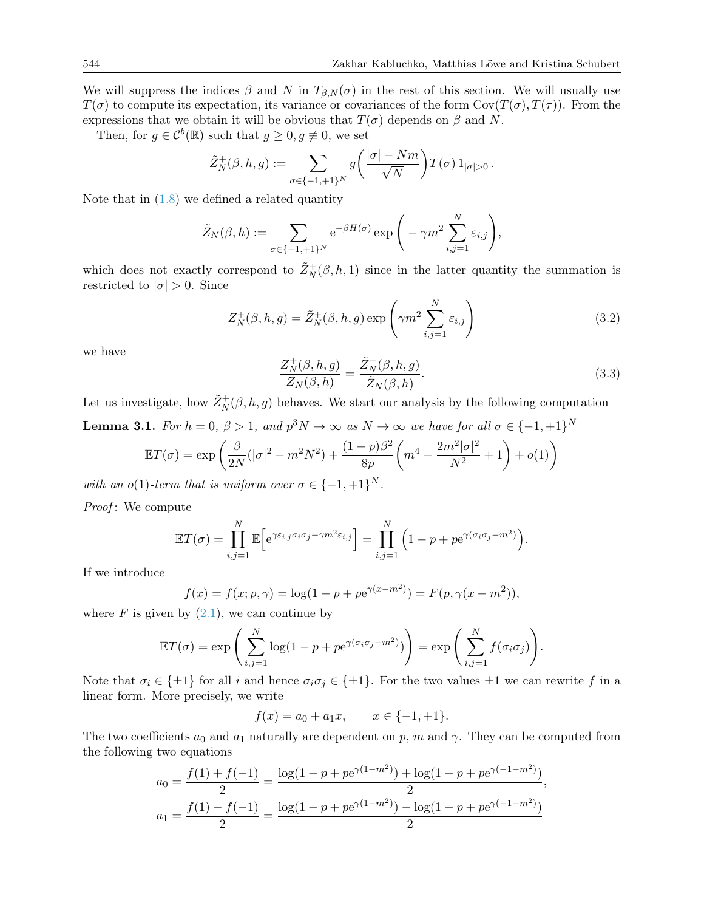We will suppress the indices $\beta$ and $N$ in $T_{\beta,N}(\sigma)$ in the rest of this section. We will usually use $T(\sigma)$ to compute its expectation, its variance or covariances of the form $\mathrm{Cov}(T(\sigma), T(\tau))$. From the expressions that we obtain it will be obvious that $T(\sigma)$ depends on $\beta$ and $N$.

Then, for $g \in \mathcal{C}^b(\mathbb{R})$ such that $g \geq 0, g \not\equiv 0$, we set

$$\tilde{Z}_N^+(\beta, h, g) := \sum_{\sigma \in \{-1,+1\}^N} g\bigg(\frac{|\sigma| - Nm}{\sqrt{N}}\bigg) T(\sigma)\, 1_{|\sigma|>0}\,.$$

Note that in (1.8) we defined a related quantity

$$\tilde{Z}_N(\beta, h) := \sum_{\sigma \in \{-1,+1\}^N} \mathrm{e}^{-\beta H(\sigma)} \exp\Bigg( -\gamma m^2 \sum_{i,j=1}^N \varepsilon_{i,j}\Bigg),$$

which does not exactly correspond to $\tilde{Z}_N^+(\beta, h, 1)$ since in the latter quantity the summation is restricted to $|\sigma| > 0$. Since

$$Z_N^+(\beta, h, g) = \tilde{Z}_N^+(\beta, h, g) \exp\Bigg(\gamma m^2 \sum_{i,j=1}^N \varepsilon_{i,j}\Bigg) \tag{3.2}$$

we have

$$\frac{Z_N^+(\beta, h, g)}{Z_N(\beta, h)} = \frac{\tilde{Z}_N^+(\beta, h, g)}{\tilde{Z}_N(\beta, h)}. \tag{3.3}$$

Let us investigate, how $\tilde{Z}_N^+(\beta, h, g)$ behaves. We start our analysis by the following computation

**Lemma 3.1.** *For $h = 0$, $\beta > 1$, and $p^3 N \to \infty$ as $N \to \infty$ we have for all $\sigma \in \{-1,+1\}^N$*

$$\mathbb{E}T(\sigma) = \exp\Bigg( \frac{\beta}{2N}(|\sigma|^2 - m^2N^2) + \frac{(1-p)\beta^2}{8p}\bigg(m^4 - \frac{2m^2|\sigma|^2}{N^2} + 1\bigg) + o(1)\Bigg)$$

*with an $o(1)$-term that is uniform over $\sigma \in \{-1,+1\}^N$.*

*Proof*: We compute

$$\mathbb{E}T(\sigma) = \prod_{i,j=1}^N \mathbb{E}\Big[\mathrm{e}^{\gamma\varepsilon_{i,j}\sigma_i\sigma_j - \gamma m^2 \varepsilon_{i,j}}\Big] = \prod_{i,j=1}^N \Big(1 - p + p\mathrm{e}^{\gamma(\sigma_i\sigma_j - m^2)}\Big).$$

If we introduce

$$f(x) = f(x; p, \gamma) = \log(1 - p + p\mathrm{e}^{\gamma(x-m^2)}) = F(p, \gamma(x - m^2)),$$

where $F$ is given by (2.1), we can continue by

$$\mathbb{E}T(\sigma) = \exp\Bigg(\sum_{i,j=1}^N \log(1 - p + p\mathrm{e}^{\gamma(\sigma_i\sigma_j - m^2)})\Bigg) = \exp\Bigg(\sum_{i,j=1}^N f(\sigma_i\sigma_j)\Bigg).$$

Note that $\sigma_i \in \{\pm 1\}$ for all $i$ and hence $\sigma_i\sigma_j \in \{\pm 1\}$. For the two values $\pm 1$ we can rewrite $f$ in a linear form. More precisely, we write

$$f(x) = a_0 + a_1 x, \qquad x \in \{-1, +1\}.$$

The two coefficients $a_0$ and $a_1$ naturally are dependent on $p$, $m$ and $\gamma$. They can be computed from the following two equations

$$a_0 = \frac{f(1) + f(-1)}{2} = \frac{\log(1 - p + p\mathrm{e}^{\gamma(1-m^2)}) + \log(1 - p + p\mathrm{e}^{\gamma(-1-m^2)})}{2},$$

$$a_1 = \frac{f(1) - f(-1)}{2} = \frac{\log(1 - p + p\mathrm{e}^{\gamma(1-m^2)}) - \log(1 - p + p\mathrm{e}^{\gamma(-1-m^2)})}{2}$$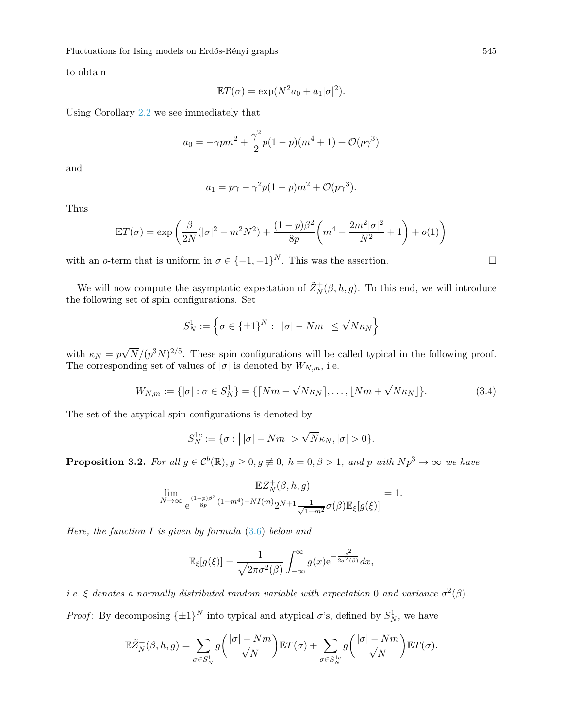to obtain

$$\mathbb{E}T(\sigma) = \exp(N^2 a_0 + a_1 |\sigma|^2).$$

Using Corollary 2.2 we see immediately that

$$a_0 = -\gamma p m^2 + \frac{\gamma^2}{2} p(1-p)(m^4+1) + \mathcal{O}(p\gamma^3)$$

and

$$a_1 = p\gamma - \gamma^2 p(1-p)m^2 + \mathcal{O}(p\gamma^3).$$

Thus

$$\mathbb{E}T(\sigma) = \exp\left(\frac{\beta}{2N}(|\sigma|^2 - m^2N^2) + \frac{(1-p)\beta^2}{8p}\left(m^4 - \frac{2m^2|\sigma|^2}{N^2} + 1\right) + o(1)\right)$$

with an $o$-term that is uniform in $\sigma \in \{-1,+1\}^N$. This was the assertion. $\square$

We will now compute the asymptotic expectation of $\tilde{Z}_N^+(\beta, h, g)$. To this end, we will introduce the following set of spin configurations. Set

$$S_N^1 := \left\{\sigma \in \{\pm 1\}^N : \big|\, |\sigma| - Nm \,\big| \leq \sqrt{N}\kappa_N\right\}$$

with $\kappa_N = p\sqrt{N}/(p^3N)^{2/5}$. These spin configurations will be called typical in the following proof. The corresponding set of values of $|\sigma|$ is denoted by $W_{N,m}$, i.e.

$$W_{N,m} := \{|\sigma| : \sigma \in S_N^1\} = \{\lceil Nm - \sqrt{N}\kappa_N \rceil, \ldots, \lfloor Nm + \sqrt{N}\kappa_N \rfloor\}. \tag{3.4}$$

The set of the atypical spin configurations is denoted by

$$S_N^{1c} := \{\sigma : \big|\, |\sigma| - Nm \big| > \sqrt{N}\kappa_N, |\sigma| > 0\}.$$

**Proposition 3.2.** *For all $g \in \mathcal{C}^b(\mathbb{R}), g \geq 0, g \not\equiv 0$, $h = 0, \beta > 1$, and $p$ with $Np^3 \to \infty$ we have*

$$\lim_{N\to\infty} \frac{\mathbb{E}\tilde{Z}_N^+(\beta, h, g)}{\mathrm{e}^{\frac{(1-p)\beta^2}{8p}(1-m^4) - NI(m)} 2^{N+1} \frac{1}{\sqrt{1-m^2}} \sigma(\beta) \mathbb{E}_\xi[g(\xi)]} = 1.$$

*Here, the function $I$ is given by formula (3.6) below and*

$$\mathbb{E}_\xi[g(\xi)] = \frac{1}{\sqrt{2\pi\sigma^2(\beta)}} \int_{-\infty}^{\infty} g(x) \mathrm{e}^{-\frac{x^2}{2\sigma^2(\beta)}} dx,$$

*i.e. $\xi$ denotes a normally distributed random variable with expectation $0$ and variance $\sigma^2(\beta)$.*

*Proof*: By decomposing $\{\pm 1\}^N$ into typical and atypical $\sigma$'s, defined by $S_N^1$, we have

$$\mathbb{E}\tilde{Z}_N^+(\beta, h, g) = \sum_{\sigma \in S_N^1} g\left(\frac{|\sigma| - Nm}{\sqrt{N}}\right) \mathbb{E}T(\sigma) + \sum_{\sigma \in S_N^{1c}} g\left(\frac{|\sigma| - Nm}{\sqrt{N}}\right) \mathbb{E}T(\sigma).$$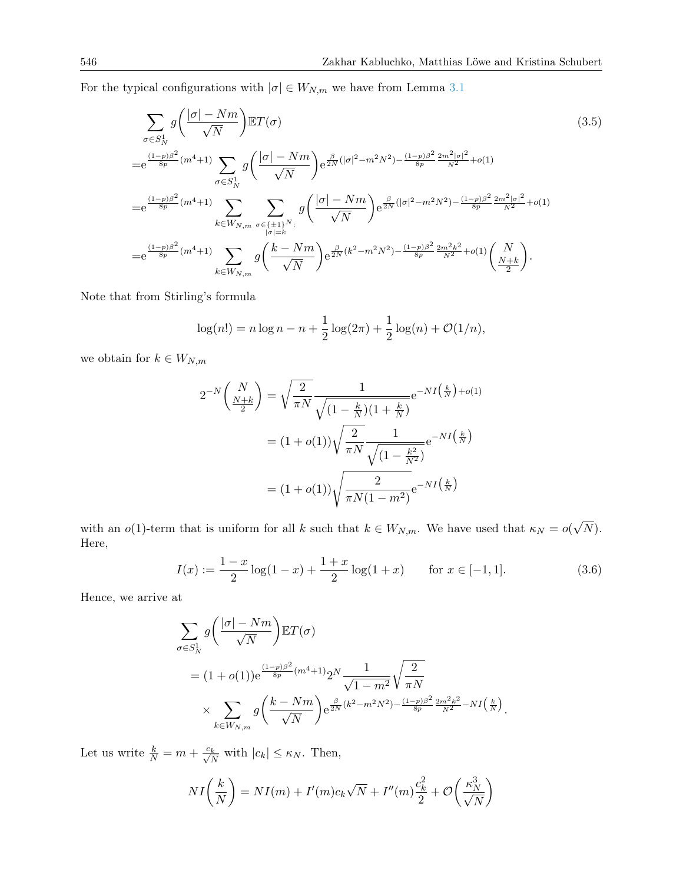For the typical configurations with $|\sigma| \in W_{N,m}$ we have from Lemma 3.1

$$
\begin{aligned}
&\sum_{\sigma \in S_N^1} g\left(\frac{|\sigma| - Nm}{\sqrt{N}}\right) \mathbb{E}T(\sigma) \qquad (3.5)\\
=&\mathrm{e}^{\frac{(1-p)\beta^2}{8p}(m^4+1)} \sum_{\sigma \in S_N^1} g\left(\frac{|\sigma| - Nm}{\sqrt{N}}\right) \mathrm{e}^{\frac{\beta}{2N}(|\sigma|^2 - m^2N^2) - \frac{(1-p)\beta^2}{8p}\frac{2m^2|\sigma|^2}{N^2} + o(1)}\\
=&\mathrm{e}^{\frac{(1-p)\beta^2}{8p}(m^4+1)} \sum_{k \in W_{N,m}} \sum_{\substack{\sigma \in \{\pm 1\}^N: \\ |\sigma| = k}} g\left(\frac{|\sigma| - Nm}{\sqrt{N}}\right) \mathrm{e}^{\frac{\beta}{2N}(|\sigma|^2 - m^2N^2) - \frac{(1-p)\beta^2}{8p}\frac{2m^2|\sigma|^2}{N^2} + o(1)}\\
=&\mathrm{e}^{\frac{(1-p)\beta^2}{8p}(m^4+1)} \sum_{k \in W_{N,m}} g\left(\frac{k - Nm}{\sqrt{N}}\right) \mathrm{e}^{\frac{\beta}{2N}(k^2 - m^2N^2) - \frac{(1-p)\beta^2}{8p}\frac{2m^2k^2}{N^2} + o(1)} \binom{N}{\frac{N+k}{2}}.
\end{aligned}
$$

Note that from Stirling's formula

$$
\log(n!) = n \log n - n + \frac{1}{2}\log(2\pi) + \frac{1}{2}\log(n) + \mathcal{O}(1/n),
$$

we obtain for $k \in W_{N,m}$

$$
\begin{aligned}
2^{-N}\binom{N}{\frac{N+k}{2}} &= \sqrt{\frac{2}{\pi N}} \frac{1}{\sqrt{(1 - \frac{k}{N})(1 + \frac{k}{N})}} \mathrm{e}^{-NI\left(\frac{k}{N}\right) + o(1)}\\
&= (1 + o(1))\sqrt{\frac{2}{\pi N}} \frac{1}{\sqrt{(1 - \frac{k^2}{N^2})}} \mathrm{e}^{-NI\left(\frac{k}{N}\right)}\\
&= (1 + o(1))\sqrt{\frac{2}{\pi N(1 - m^2)}} \mathrm{e}^{-NI\left(\frac{k}{N}\right)}
\end{aligned}
$$

with an $o(1)$-term that is uniform for all $k$ such that $k \in W_{N,m}$. We have used that $\kappa_N = o(\sqrt{N})$. Here,

$$
I(x) := \frac{1-x}{2}\log(1-x) + \frac{1+x}{2}\log(1+x) \qquad \text{for } x \in [-1, 1]. \tag{3.6}
$$

Hence, we arrive at

$$
\begin{aligned}
&\sum_{\sigma \in S_N^1} g\left(\frac{|\sigma| - Nm}{\sqrt{N}}\right) \mathbb{E}T(\sigma)\\
&= (1 + o(1))\mathrm{e}^{\frac{(1-p)\beta^2}{8p}(m^4+1)} 2^N \frac{1}{\sqrt{1 - m^2}} \sqrt{\frac{2}{\pi N}}\\
&\quad \times \sum_{k \in W_{N,m}} g\left(\frac{k - Nm}{\sqrt{N}}\right) \mathrm{e}^{\frac{\beta}{2N}(k^2 - m^2N^2) - \frac{(1-p)\beta^2}{8p}\frac{2m^2k^2}{N^2} - NI\left(\frac{k}{N}\right)}.
\end{aligned}
$$

Let us write $\frac{k}{N} = m + \frac{c_k}{\sqrt{N}}$ with $|c_k| \leq \kappa_N$. Then,

$$
NI\left(\frac{k}{N}\right) = NI(m) + I'(m)c_k\sqrt{N} + I''(m)\frac{c_k^2}{2} + \mathcal{O}\left(\frac{\kappa_N^3}{\sqrt{N}}\right)
$$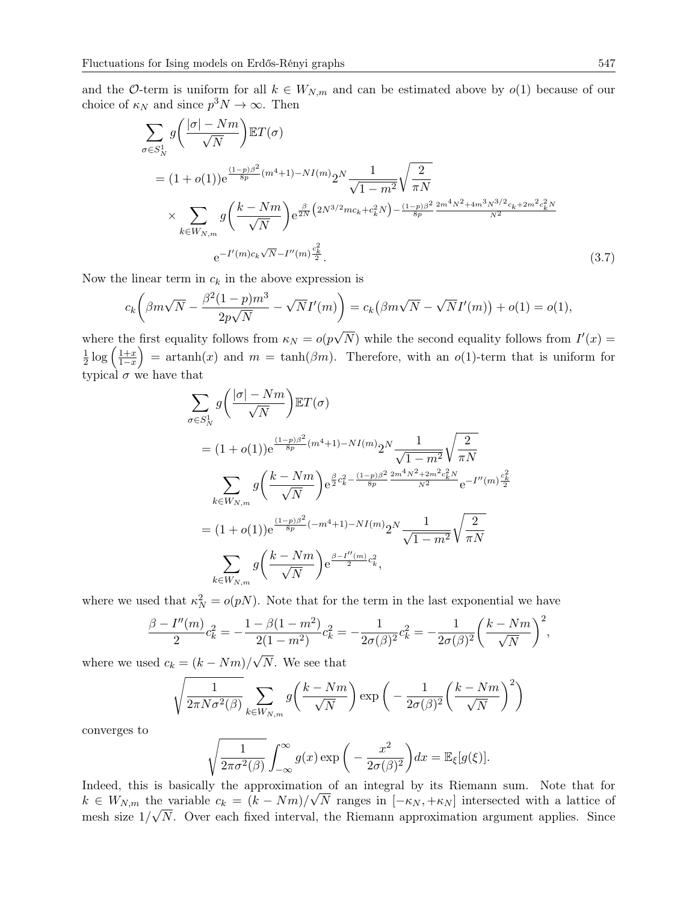and the $\mathcal{O}$-term is uniform for all $k \in W_{N,m}$ and can be estimated above by $o(1)$ because of our choice of $\kappa_N$ and since $p^3 N \to \infty$. Then

$$
\begin{aligned}
&\sum_{\sigma \in S_N^1} g\bigg(\frac{|\sigma| - Nm}{\sqrt{N}}\bigg) \mathbb{E} T(\sigma) \\
&= (1 + o(1)) \mathrm{e}^{\frac{(1-p)\beta^2}{8p}(m^4+1) - NI(m)} 2^N \frac{1}{\sqrt{1-m^2}} \sqrt{\frac{2}{\pi N}} \\
&\quad \times \sum_{k \in W_{N,m}} g\bigg(\frac{k - Nm}{\sqrt{N}}\bigg) \mathrm{e}^{\frac{\beta}{2N}\left(2N^{3/2} m c_k + c_k^2 N\right) - \frac{(1-p)\beta^2}{8p} \frac{2m^4 N^2 + 4m^3 N^{3/2} c_k + 2m^2 c_k^2 N}{N^2}} \\
&\qquad\qquad \mathrm{e}^{-I'(m) c_k \sqrt{N} - I''(m) \frac{c_k^2}{2}}.
\end{aligned} \tag{3.7}
$$

Now the linear term in $c_k$ in the above expression is

$$
c_k \bigg( \beta m \sqrt{N} - \frac{\beta^2 (1-p) m^3}{2p\sqrt{N}} - \sqrt{N} I'(m) \bigg) = c_k \big( \beta m \sqrt{N} - \sqrt{N} I'(m) \big) + o(1) = o(1),
$$

where the first equality follows from $\kappa_N = o(p\sqrt{N})$ while the second equality follows from $I'(x) = \frac{1}{2}\log\left(\frac{1+x}{1-x}\right) = \operatorname{artanh}(x)$ and $m = \tanh(\beta m)$. Therefore, with an $o(1)$-term that is uniform for typical $\sigma$ we have that

$$
\begin{aligned}
&\sum_{\sigma \in S_N^1} g\bigg(\frac{|\sigma| - Nm}{\sqrt{N}}\bigg) \mathbb{E} T(\sigma) \\
&= (1 + o(1)) \mathrm{e}^{\frac{(1-p)\beta^2}{8p}(m^4+1) - NI(m)} 2^N \frac{1}{\sqrt{1-m^2}} \sqrt{\frac{2}{\pi N}} \\
&\quad \sum_{k \in W_{N,m}} g\bigg(\frac{k - Nm}{\sqrt{N}}\bigg) \mathrm{e}^{\frac{\beta}{2} c_k^2 - \frac{(1-p)\beta^2}{8p} \frac{2m^4 N^2 + 2m^2 c_k^2 N}{N^2}} \mathrm{e}^{-I''(m)\frac{c_k^2}{2}} \\
&= (1 + o(1)) \mathrm{e}^{\frac{(1-p)\beta^2}{8p}(-m^4+1) - NI(m)} 2^N \frac{1}{\sqrt{1-m^2}} \sqrt{\frac{2}{\pi N}} \\
&\quad \sum_{k \in W_{N,m}} g\bigg(\frac{k - Nm}{\sqrt{N}}\bigg) \mathrm{e}^{\frac{\beta - I''(m)}{2} c_k^2},
\end{aligned}
$$

where we used that $\kappa_N^2 = o(pN)$. Note that for the term in the last exponential we have

$$
\frac{\beta - I''(m)}{2} c_k^2 = -\frac{1 - \beta(1-m^2)}{2(1-m^2)} c_k^2 = -\frac{1}{2\sigma(\beta)^2} c_k^2 = -\frac{1}{2\sigma(\beta)^2} \bigg(\frac{k - Nm}{\sqrt{N}}\bigg)^2,
$$

where we used $c_k = (k - Nm)/\sqrt{N}$. We see that

$$
\sqrt{\frac{1}{2\pi N \sigma^2(\beta)}} \sum_{k \in W_{N,m}} g\bigg(\frac{k - Nm}{\sqrt{N}}\bigg) \exp\bigg( -\frac{1}{2\sigma(\beta)^2} \bigg(\frac{k - Nm}{\sqrt{N}}\bigg)^2 \bigg)
$$

converges to

$$
\sqrt{\frac{1}{2\pi \sigma^2(\beta)}} \int_{-\infty}^{\infty} g(x) \exp\bigg( -\frac{x^2}{2\sigma(\beta)^2} \bigg) dx = \mathbb{E}_\xi[g(\xi)].
$$

Indeed, this is basically the approximation of an integral by its Riemann sum. Note that for $k \in W_{N,m}$ the variable $c_k = (k - Nm)/\sqrt{N}$ ranges in $[-\kappa_N, +\kappa_N]$ intersected with a lattice of mesh size $1/\sqrt{N}$. Over each fixed interval, the Riemann approximation argument applies. Since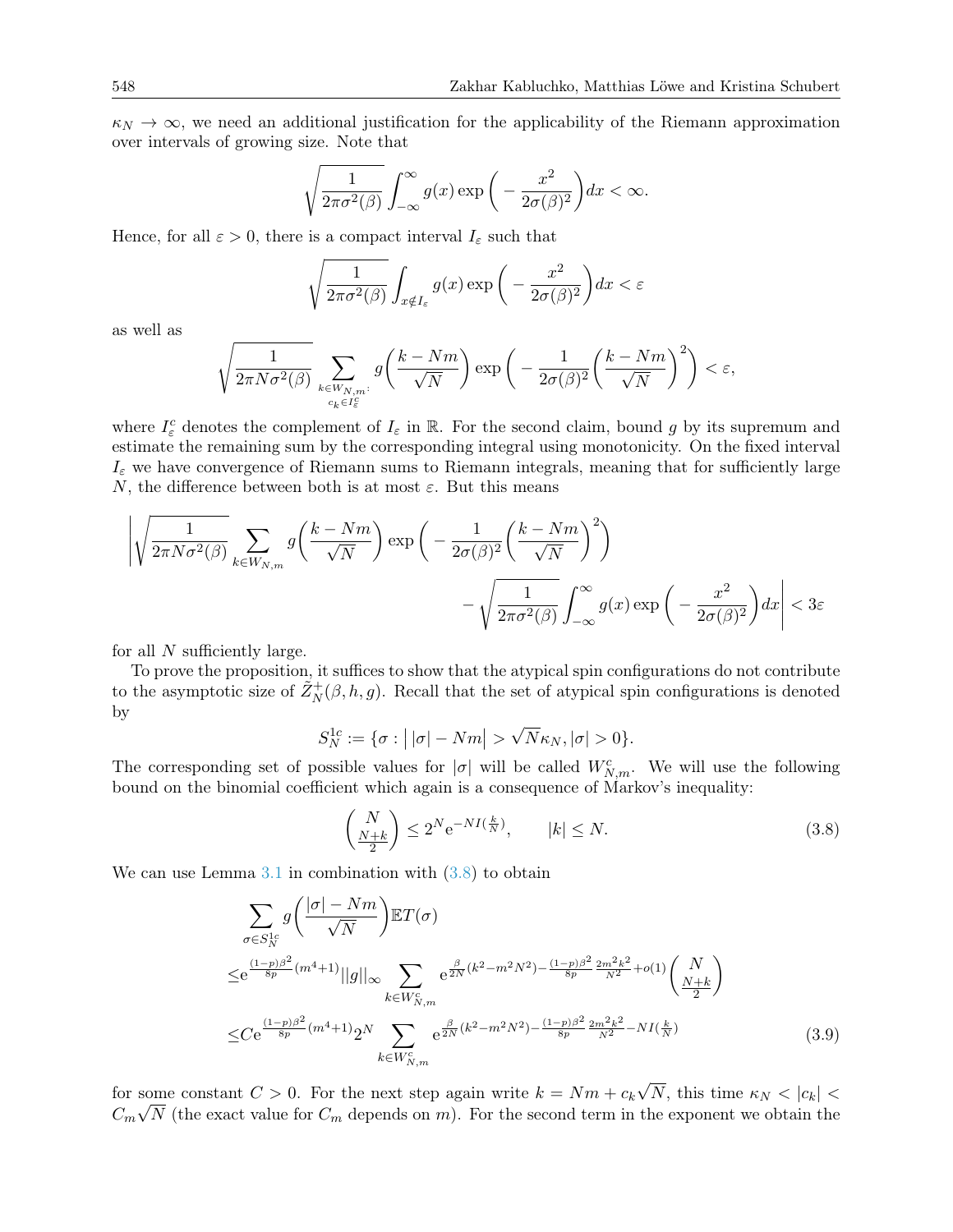$\kappa_N \to \infty$, we need an additional justification for the applicability of the Riemann approximation over intervals of growing size. Note that

$$\sqrt{\frac{1}{2\pi\sigma^2(\beta)}} \int_{-\infty}^{\infty} g(x) \exp\Big( - \frac{x^2}{2\sigma(\beta)^2}\Big) dx < \infty.$$

Hence, for all $\varepsilon > 0$, there is a compact interval $I_\varepsilon$ such that

$$\sqrt{\frac{1}{2\pi\sigma^2(\beta)}} \int_{x \notin I_\varepsilon} g(x) \exp\Big( - \frac{x^2}{2\sigma(\beta)^2}\Big) dx < \varepsilon$$

as well as

$$\sqrt{\frac{1}{2\pi N\sigma^2(\beta)}} \sum_{\substack{k \in W_{N,m}: \\ c_k \in I_\varepsilon^c}} g\Big(\frac{k - Nm}{\sqrt{N}}\Big) \exp\Big( - \frac{1}{2\sigma(\beta)^2} \Big(\frac{k-Nm}{\sqrt{N}}\Big)^2\Big) < \varepsilon,$$

where $I_\varepsilon^c$ denotes the complement of $I_\varepsilon$ in $\mathbb{R}$. For the second claim, bound $g$ by its supremum and estimate the remaining sum by the corresponding integral using monotonicity. On the fixed interval $I_\varepsilon$ we have convergence of Riemann sums to Riemann integrals, meaning that for sufficiently large $N$, the difference between both is at most $\varepsilon$. But this means

$$\Bigg| \sqrt{\frac{1}{2\pi N\sigma^2(\beta)}} \sum_{k \in W_{N,m}} g\Big(\frac{k - Nm}{\sqrt{N}}\Big) \exp\Big( - \frac{1}{2\sigma(\beta)^2} \Big(\frac{k-Nm}{\sqrt{N}}\Big)^2\Big) - \sqrt{\frac{1}{2\pi\sigma^2(\beta)}} \int_{-\infty}^{\infty} g(x) \exp\Big( - \frac{x^2}{2\sigma(\beta)^2}\Big) dx \Bigg| < 3\varepsilon$$

for all $N$ sufficiently large.

To prove the proposition, it suffices to show that the atypical spin configurations do not contribute to the asymptotic size of $\tilde{Z}_N^+(\beta, h, g)$. Recall that the set of atypical spin configurations is denoted by

$$S_N^{1c} := \{\sigma : \big| |\sigma| - Nm \big| > \sqrt{N}\kappa_N, |\sigma| > 0\}.$$

The corresponding set of possible values for $|\sigma|$ will be called $W_{N,m}^c$. We will use the following bound on the binomial coefficient which again is a consequence of Markov's inequality:

$$\binom{N}{\frac{N+k}{2}} \le 2^N \mathrm{e}^{-NI(\frac{k}{N})}, \qquad |k| \le N. \tag{3.8}$$

We can use Lemma 3.1 in combination with (3.8) to obtain

$$\begin{aligned}
&\sum_{\sigma \in S_N^{1c}} g\Big(\frac{|\sigma| - Nm}{\sqrt{N}}\Big) \mathbb{E}T(\sigma) \\
\le& \mathrm{e}^{\frac{(1-p)\beta^2}{8p}(m^4+1)} ||g||_\infty \sum_{k \in W_{N,m}^c} \mathrm{e}^{\frac{\beta}{2N}(k^2 - m^2N^2) - \frac{(1-p)\beta^2}{8p}\frac{2m^2k^2}{N^2} + o(1)} \binom{N}{\frac{N+k}{2}} \\
\le& C\mathrm{e}^{\frac{(1-p)\beta^2}{8p}(m^4+1)} 2^N \sum_{k \in W_{N,m}^c} \mathrm{e}^{\frac{\beta}{2N}(k^2 - m^2N^2) - \frac{(1-p)\beta^2}{8p}\frac{2m^2k^2}{N^2} - NI(\frac{k}{N})}
\end{aligned} \tag{3.9}$$

for some constant $C > 0$. For the next step again write $k = Nm + c_k\sqrt{N}$, this time $\kappa_N < |c_k| < C_m\sqrt{N}$ (the exact value for $C_m$ depends on $m$). For the second term in the exponent we obtain the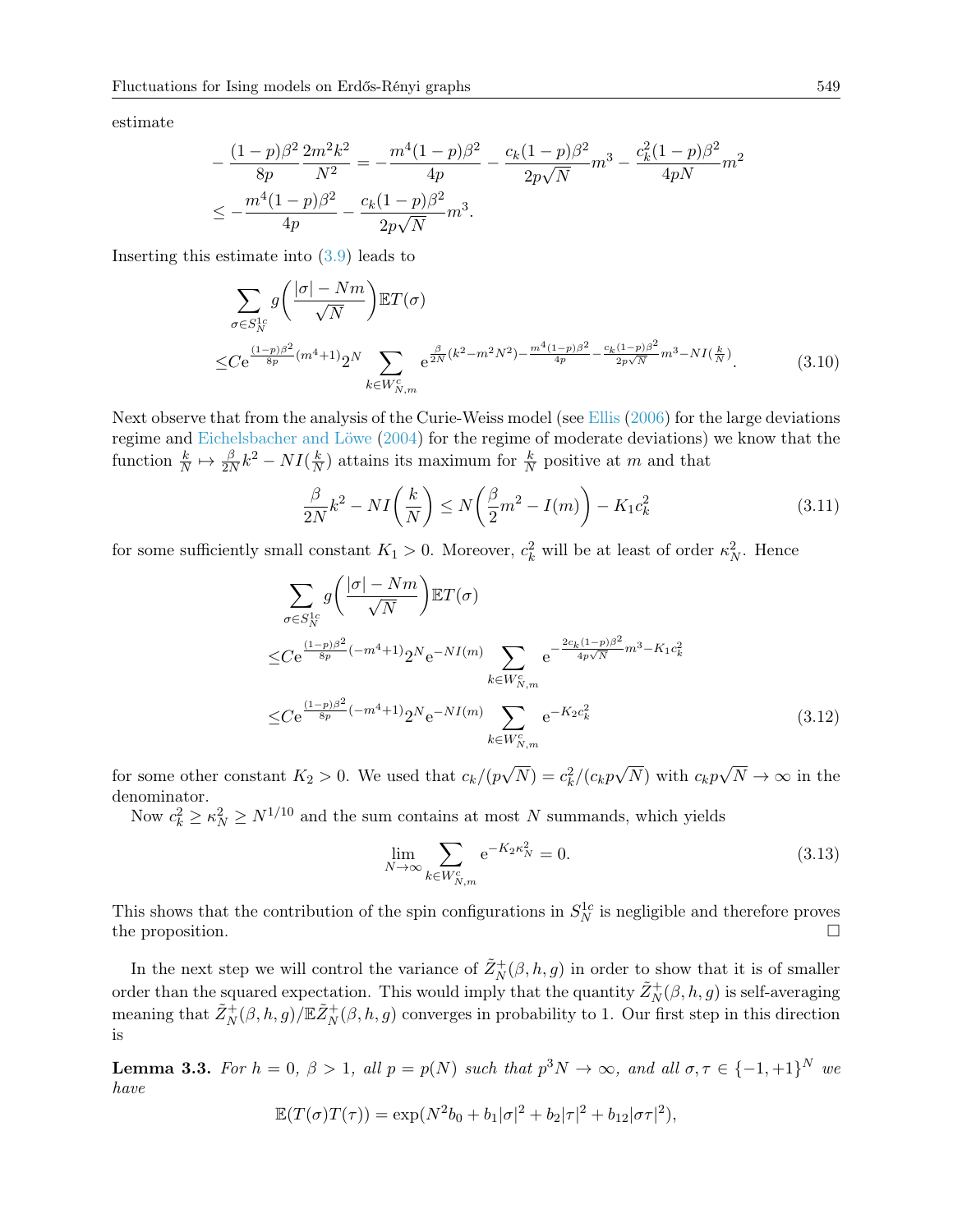estimate

$$
\begin{aligned}
&-\frac{(1-p)\beta^2}{8p}\frac{2m^2k^2}{N^2} = -\frac{m^4(1-p)\beta^2}{4p} - \frac{c_k(1-p)\beta^2}{2p\sqrt{N}}m^3 - \frac{c_k^2(1-p)\beta^2}{4pN}m^2 \\
&\leq -\frac{m^4(1-p)\beta^2}{4p} - \frac{c_k(1-p)\beta^2}{2p\sqrt{N}}m^3.
\end{aligned}
$$

Inserting this estimate into (3.9) leads to

$$
\begin{aligned}
&\sum_{\sigma \in S_N^{1c}} g\left(\frac{|\sigma| - Nm}{\sqrt{N}}\right)\mathbb{E}T(\sigma) \\
\leq &C \mathrm{e}^{\frac{(1-p)\beta^2}{8p}(m^4+1)} 2^N \sum_{k \in W_{N,m}^c} \mathrm{e}^{\frac{\beta}{2N}(k^2 - m^2N^2) - \frac{m^4(1-p)\beta^2}{4p} - \frac{c_k(1-p)\beta^2}{2p\sqrt{N}}m^3 - NI(\frac{k}{N})}.
\end{aligned}
\tag{3.10}
$$

Next observe that from the analysis of the Curie-Weiss model (see Ellis (2006) for the large deviations regime and Eichelsbacher and Löwe (2004) for the regime of moderate deviations) we know that the function $\frac{k}{N} \mapsto \frac{\beta}{2N}k^2 - NI(\frac{k}{N})$ attains its maximum for $\frac{k}{N}$ positive at $m$ and that

$$
\frac{\beta}{2N}k^2 - NI\left(\frac{k}{N}\right) \leq N\left(\frac{\beta}{2}m^2 - I(m)\right) - K_1 c_k^2 \tag{3.11}
$$

for some sufficiently small constant $K_1 > 0$. Moreover, $c_k^2$ will be at least of order $\kappa_N^2$. Hence

$$
\begin{aligned}
&\sum_{\sigma \in S_N^{1c}} g\left(\frac{|\sigma| - Nm}{\sqrt{N}}\right)\mathbb{E}T(\sigma) \\
\leq &C \mathrm{e}^{\frac{(1-p)\beta^2}{8p}(-m^4+1)} 2^N \mathrm{e}^{-NI(m)} \sum_{k \in W_{N,m}^c} \mathrm{e}^{-\frac{2c_k(1-p)\beta^2}{4p\sqrt{N}}m^3 - K_1 c_k^2} \\
\leq &C \mathrm{e}^{\frac{(1-p)\beta^2}{8p}(-m^4+1)} 2^N \mathrm{e}^{-NI(m)} \sum_{k \in W_{N,m}^c} \mathrm{e}^{-K_2 c_k^2}
\end{aligned}
\tag{3.12}
$$

for some other constant $K_2 > 0$. We used that $c_k/(p\sqrt{N}) = c_k^2/(c_k p\sqrt{N})$ with $c_k p\sqrt{N} \to \infty$ in the denominator.

Now $c_k^2 \geq \kappa_N^2 \geq N^{1/10}$ and the sum contains at most $N$ summands, which yields

$$
\lim_{N\to\infty} \sum_{k \in W_{N,m}^c} \mathrm{e}^{-K_2\kappa_N^2} = 0. \tag{3.13}
$$

This shows that the contribution of the spin configurations in $S_N^{1c}$ is negligible and therefore proves the proposition. □

In the next step we will control the variance of $\tilde{Z}_N^+(\beta, h, g)$ in order to show that it is of smaller order than the squared expectation. This would imply that the quantity $\tilde{Z}_N^+(\beta, h, g)$ is self-averaging meaning that $\tilde{Z}_N^+(\beta, h, g)/\mathbb{E}\tilde{Z}_N^+(\beta, h, g)$ converges in probability to 1. Our first step in this direction is

**Lemma 3.3.** *For $h = 0$, $\beta > 1$, all $p = p(N)$ such that $p^3N \to \infty$, and all $\sigma, \tau \in \{-1, +1\}^N$ we have*

$$
\mathbb{E}(T(\sigma)T(\tau)) = \exp(N^2 b_0 + b_1|\sigma|^2 + b_2|\tau|^2 + b_{12}|\sigma\tau|^2),
$$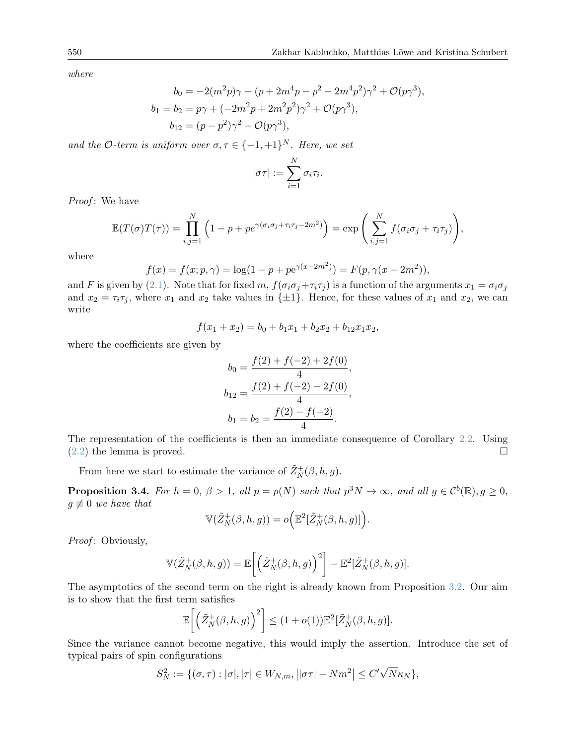*where*

$$b_0 = -2(m^2 p)\gamma + (p + 2m^4 p - p^2 - 2m^4 p^2)\gamma^2 + \mathcal{O}(p\gamma^3),$$
$$b_1 = b_2 = p\gamma + (-2m^2 p + 2m^2 p^2)\gamma^2 + \mathcal{O}(p\gamma^3),$$
$$b_{12} = (p - p^2)\gamma^2 + \mathcal{O}(p\gamma^3),$$

*and the $\mathcal{O}$-term is uniform over $\sigma, \tau \in \{-1,+1\}^N$. Here, we set*

$$|\sigma\tau| := \sum_{i=1}^N \sigma_i \tau_i.$$

*Proof*: We have

$$\mathbb{E}(T(\sigma)T(\tau)) = \prod_{i,j=1}^N \left(1 - p + pe^{\gamma(\sigma_i\sigma_j + \tau_i\tau_j - 2m^2)}\right) = \exp\left(\sum_{i,j=1}^N f(\sigma_i\sigma_j + \tau_i\tau_j)\right),$$

where

$$f(x) = f(x; p, \gamma) = \log(1 - p + pe^{\gamma(x-2m^2)}) = F(p, \gamma(x - 2m^2)),$$

and $F$ is given by (2.1). Note that for fixed $m$, $f(\sigma_i\sigma_j + \tau_i\tau_j)$ is a function of the arguments $x_1 = \sigma_i\sigma_j$ and $x_2 = \tau_i\tau_j$, where $x_1$ and $x_2$ take values in $\{\pm 1\}$. Hence, for these values of $x_1$ and $x_2$, we can write

$$f(x_1 + x_2) = b_0 + b_1 x_1 + b_2 x_2 + b_{12} x_1 x_2,$$

where the coefficients are given by

$$b_0 = \frac{f(2) + f(-2) + 2f(0)}{4},$$
$$b_{12} = \frac{f(2) + f(-2) - 2f(0)}{4},$$
$$b_1 = b_2 = \frac{f(2) - f(-2)}{4}.$$

The representation of the coefficients is then an immediate consequence of Corollary 2.2. Using (2.2) the lemma is proved. □

From here we start to estimate the variance of $\tilde{Z}_N^+(\beta, h, g)$.

**Proposition 3.4.** *For $h = 0$, $\beta > 1$, all $p = p(N)$ such that $p^3 N \to \infty$, and all $g \in \mathcal{C}^b(\mathbb{R}), g \geq 0$, $g \not\equiv 0$ we have that*

$$\mathbb{V}(\tilde{Z}_N^+(\beta, h, g)) = o\Big(\mathbb{E}^2[\tilde{Z}_N^+(\beta, h, g)]\Big).$$

*Proof*: Obviously,

$$\mathbb{V}(\tilde{Z}_N^+(\beta, h, g)) = \mathbb{E}\bigg[\Big(\tilde{Z}_N^+(\beta, h, g)\Big)^2\bigg] - \mathbb{E}^2[\tilde{Z}_N^+(\beta, h, g)].$$

The asymptotics of the second term on the right is already known from Proposition 3.2. Our aim is to show that the first term satisfies

$$\mathbb{E}\bigg[\Big(\tilde{Z}_N^+(\beta, h, g)\Big)^2\bigg] \leq (1 + o(1))\mathbb{E}^2[\tilde{Z}_N^+(\beta, h, g)].$$

Since the variance cannot become negative, this would imply the assertion. Introduce the set of typical pairs of spin configurations

$$S_N^2 := \{(\sigma, \tau) : |\sigma|, |\tau| \in W_{N,m}, \big||\sigma\tau| - Nm^2\big| \leq C'\sqrt{N}\kappa_N\},$$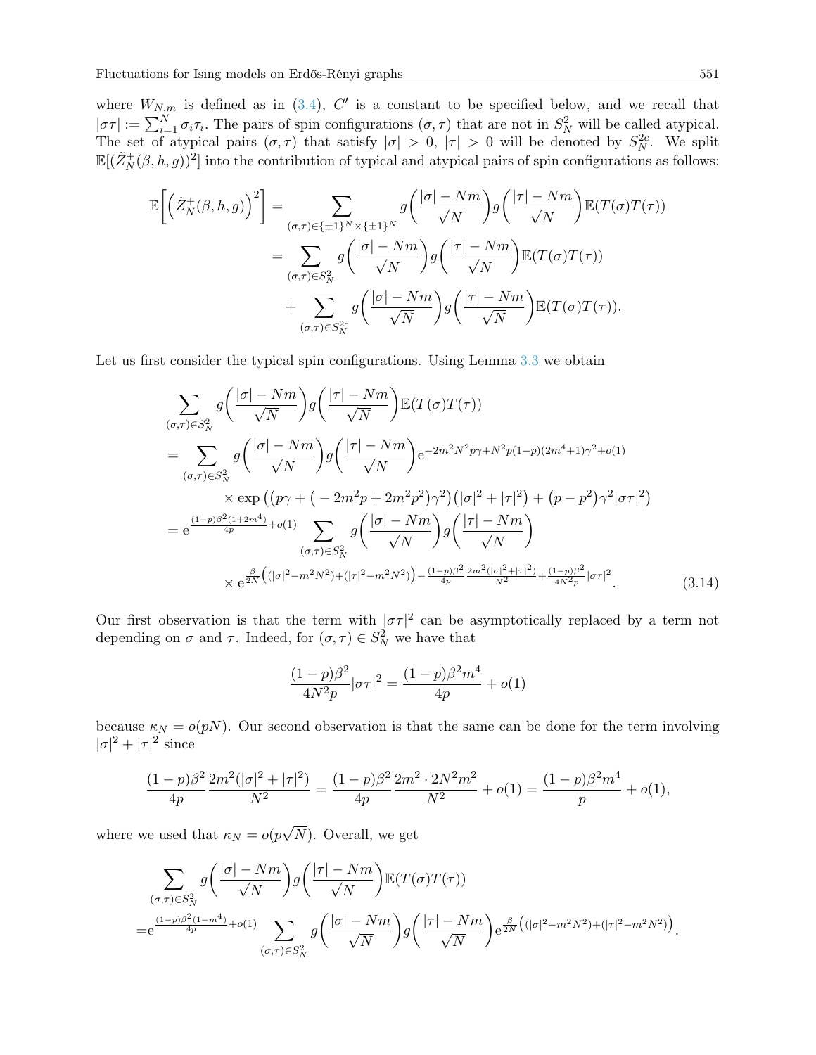where $W_{N,m}$ is defined as in (3.4), $C'$ is a constant to be specified below, and we recall that $|\sigma\tau| := \sum_{i=1}^N \sigma_i\tau_i$. The pairs of spin configurations $(\sigma,\tau)$ that are not in $S_N^2$ will be called atypical. The set of atypical pairs $(\sigma,\tau)$ that satisfy $|\sigma|>0$, $|\tau|>0$ will be denoted by $S_N^{2c}$. We split $\mathbb{E}[(\tilde{Z}_N^+(\beta,h,g))^2]$ into the contribution of typical and atypical pairs of spin configurations as follows:

$$
\begin{aligned}
\mathbb{E}\bigg[\Big(\tilde{Z}_N^+(\beta,h,g)\Big)^2\bigg] &= \sum_{(\sigma,\tau)\in\{\pm1\}^N\times\{\pm1\}^N} g\bigg(\frac{|\sigma|-Nm}{\sqrt{N}}\bigg)g\bigg(\frac{|\tau|-Nm}{\sqrt{N}}\bigg)\mathbb{E}(T(\sigma)T(\tau))\\
&= \sum_{(\sigma,\tau)\in S_N^2} g\bigg(\frac{|\sigma|-Nm}{\sqrt{N}}\bigg)g\bigg(\frac{|\tau|-Nm}{\sqrt{N}}\bigg)\mathbb{E}(T(\sigma)T(\tau))\\
&\quad+\sum_{(\sigma,\tau)\in S_N^{2c}} g\bigg(\frac{|\sigma|-Nm}{\sqrt{N}}\bigg)g\bigg(\frac{|\tau|-Nm}{\sqrt{N}}\bigg)\mathbb{E}(T(\sigma)T(\tau)).
\end{aligned}
$$

Let us first consider the typical spin configurations. Using Lemma 3.3 we obtain

$$
\begin{aligned}
&\sum_{(\sigma,\tau)\in S_N^2} g\bigg(\frac{|\sigma|-Nm}{\sqrt{N}}\bigg)g\bigg(\frac{|\tau|-Nm}{\sqrt{N}}\bigg)\mathbb{E}(T(\sigma)T(\tau))\\
&=\sum_{(\sigma,\tau)\in S_N^2} g\bigg(\frac{|\sigma|-Nm}{\sqrt{N}}\bigg)g\bigg(\frac{|\tau|-Nm}{\sqrt{N}}\bigg)\mathrm{e}^{-2m^2N^2p\gamma+N^2p(1-p)(2m^4+1)\gamma^2+o(1)}\\
&\qquad\times\exp\Big(\big(p\gamma+\big(-2m^2p+2m^2p^2\big)\gamma^2\big)\big(|\sigma|^2+|\tau|^2\big)+\big(p-p^2\big)\gamma^2|\sigma\tau|^2\Big)\\
&=\mathrm{e}^{\frac{(1-p)\beta^2(1+2m^4)}{4p}+o(1)}\sum_{(\sigma,\tau)\in S_N^2} g\bigg(\frac{|\sigma|-Nm}{\sqrt{N}}\bigg)g\bigg(\frac{|\tau|-Nm}{\sqrt{N}}\bigg)\\
&\qquad\times\mathrm{e}^{\frac{\beta}{2N}\big((|\sigma|^2-m^2N^2)+(|\tau|^2-m^2N^2)\big)-\frac{(1-p)\beta^2}{4p}\frac{2m^2(|\sigma|^2+|\tau|^2)}{N^2}+\frac{(1-p)\beta^2}{4N^2p}|\sigma\tau|^2}.
\end{aligned}
\tag{3.14}
$$

Our first observation is that the term with $|\sigma\tau|^2$ can be asymptotically replaced by a term not depending on $\sigma$ and $\tau$. Indeed, for $(\sigma,\tau)\in S_N^2$ we have that

$$
\frac{(1-p)\beta^2}{4N^2p}|\sigma\tau|^2=\frac{(1-p)\beta^2m^4}{4p}+o(1)
$$

because $\kappa_N=o(pN)$. Our second observation is that the same can be done for the term involving $|\sigma|^2+|\tau|^2$ since

$$
\frac{(1-p)\beta^2}{4p}\frac{2m^2(|\sigma|^2+|\tau|^2)}{N^2}=\frac{(1-p)\beta^2}{4p}\frac{2m^2\cdot 2N^2m^2}{N^2}+o(1)=\frac{(1-p)\beta^2m^4}{p}+o(1),
$$

where we used that $\kappa_N=o(p\sqrt{N})$. Overall, we get

$$
\begin{aligned}
&\sum_{(\sigma,\tau)\in S_N^2} g\bigg(\frac{|\sigma|-Nm}{\sqrt{N}}\bigg)g\bigg(\frac{|\tau|-Nm}{\sqrt{N}}\bigg)\mathbb{E}(T(\sigma)T(\tau))\\
=&\mathrm{e}^{\frac{(1-p)\beta^2(1-m^4)}{4p}+o(1)}\sum_{(\sigma,\tau)\in S_N^2} g\bigg(\frac{|\sigma|-Nm}{\sqrt{N}}\bigg)g\bigg(\frac{|\tau|-Nm}{\sqrt{N}}\bigg)\mathrm{e}^{\frac{\beta}{2N}\big((|\sigma|^2-m^2N^2)+(|\tau|^2-m^2N^2)\big)}.
\end{aligned}
$$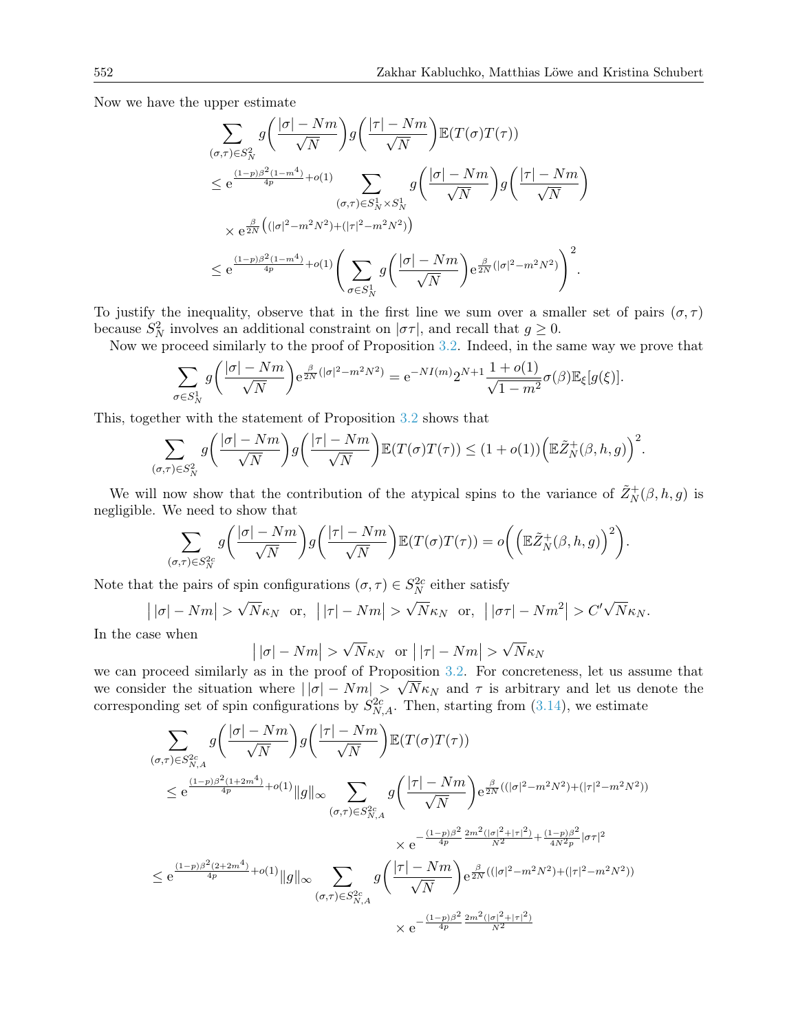Now we have the upper estimate

$$
\begin{aligned}
&\sum_{(\sigma,\tau)\in S_N^2} g\Big(\frac{|\sigma|-Nm}{\sqrt{N}}\Big) g\Big(\frac{|\tau|-Nm}{\sqrt{N}}\Big)\mathbb{E}(T(\sigma)T(\tau)) \\
&\le \mathrm{e}^{\frac{(1-p)\beta^2(1-m^4)}{4p}+o(1)} \sum_{(\sigma,\tau)\in S_N^1\times S_N^1} g\Big(\frac{|\sigma|-Nm}{\sqrt{N}}\Big) g\Big(\frac{|\tau|-Nm}{\sqrt{N}}\Big) \\
&\quad \times \mathrm{e}^{\frac{\beta}{2N}\big((|\sigma|^2-m^2N^2)+(|\tau|^2-m^2N^2)\big)} \\
&\le \mathrm{e}^{\frac{(1-p)\beta^2(1-m^4)}{4p}+o(1)} \Bigg(\sum_{\sigma\in S_N^1} g\Big(\frac{|\sigma|-Nm}{\sqrt{N}}\Big)\mathrm{e}^{\frac{\beta}{2N}(|\sigma|^2-m^2N^2)}\Bigg)^2.
\end{aligned}
$$

To justify the inequality, observe that in the first line we sum over a smaller set of pairs $(\sigma,\tau)$ because $S_N^2$ involves an additional constraint on $|\sigma\tau|$, and recall that $g\ge 0$.

Now we proceed similarly to the proof of Proposition 3.2. Indeed, in the same way we prove that

$$
\sum_{\sigma\in S_N^1} g\Big(\frac{|\sigma|-Nm}{\sqrt{N}}\Big)\mathrm{e}^{\frac{\beta}{2N}(|\sigma|^2-m^2N^2)} = \mathrm{e}^{-NI(m)}2^{N+1}\frac{1+o(1)}{\sqrt{1-m^2}}\sigma(\beta)\mathbb{E}_\xi[g(\xi)].
$$

This, together with the statement of Proposition 3.2 shows that

$$
\sum_{(\sigma,\tau)\in S_N^2} g\Big(\frac{|\sigma|-Nm}{\sqrt{N}}\Big) g\Big(\frac{|\tau|-Nm}{\sqrt{N}}\Big)\mathbb{E}(T(\sigma)T(\tau)) \le (1+o(1))\Big(\mathbb{E}\tilde{Z}_N^+(\beta,h,g)\Big)^2.
$$

We will now show that the contribution of the atypical spins to the variance of $\tilde{Z}_N^+(\beta,h,g)$ is negligible. We need to show that

$$
\sum_{(\sigma,\tau)\in S_N^{2c}} g\Big(\frac{|\sigma|-Nm}{\sqrt{N}}\Big) g\Big(\frac{|\tau|-Nm}{\sqrt{N}}\Big)\mathbb{E}(T(\sigma)T(\tau)) = o\bigg(\Big(\mathbb{E}\tilde{Z}_N^+(\beta,h,g)\Big)^2\bigg).
$$

Note that the pairs of spin configurations $(\sigma,\tau)\in S_N^{2c}$ either satisfy

$$
\big|\,|\sigma|-Nm\big| > \sqrt{N}\kappa_N \ \text{ or, } \ \big|\,|\tau|-Nm\big| > \sqrt{N}\kappa_N \ \text{ or, } \ \big|\,|\sigma\tau|-Nm^2\big| > C'\sqrt{N}\kappa_N.
$$

In the case when

$$
\big|\,|\sigma|-Nm\big| > \sqrt{N}\kappa_N \ \text{ or } \big|\,|\tau|-Nm\big| > \sqrt{N}\kappa_N
$$

we can proceed similarly as in the proof of Proposition 3.2. For concreteness, let us assume that we consider the situation where $|\,|\sigma|-Nm| > \sqrt{N}\kappa_N$ and $\tau$ is arbitrary and let us denote the corresponding set of spin configurations by $S_{N,A}^{2c}$. Then, starting from (3.14), we estimate

$$
\begin{aligned}
&\sum_{(\sigma,\tau)\in S_{N,A}^{2c}} g\Big(\frac{|\sigma|-Nm}{\sqrt{N}}\Big) g\Big(\frac{|\tau|-Nm}{\sqrt{N}}\Big)\mathbb{E}(T(\sigma)T(\tau)) \\
&\le \mathrm{e}^{\frac{(1-p)\beta^2(1+2m^4)}{4p}+o(1)}\|g\|_\infty \sum_{(\sigma,\tau)\in S_{N,A}^{2c}} g\Big(\frac{|\tau|-Nm}{\sqrt{N}}\Big)\mathrm{e}^{\frac{\beta}{2N}((|\sigma|^2-m^2N^2)+(|\tau|^2-m^2N^2))} \\
&\qquad\qquad \times \mathrm{e}^{-\frac{(1-p)\beta^2}{4p}\frac{2m^2(|\sigma|^2+|\tau|^2)}{N^2}+\frac{(1-p)\beta^2}{4N^2p}|\sigma\tau|^2} \\
&\le \mathrm{e}^{\frac{(1-p)\beta^2(2+2m^4)}{4p}+o(1)}\|g\|_\infty \sum_{(\sigma,\tau)\in S_{N,A}^{2c}} g\Big(\frac{|\tau|-Nm}{\sqrt{N}}\Big)\mathrm{e}^{\frac{\beta}{2N}((|\sigma|^2-m^2N^2)+(|\tau|^2-m^2N^2))} \\
&\qquad\qquad \times \mathrm{e}^{-\frac{(1-p)\beta^2}{4p}\frac{2m^2(|\sigma|^2+|\tau|^2)}{N^2}}
\end{aligned}
$$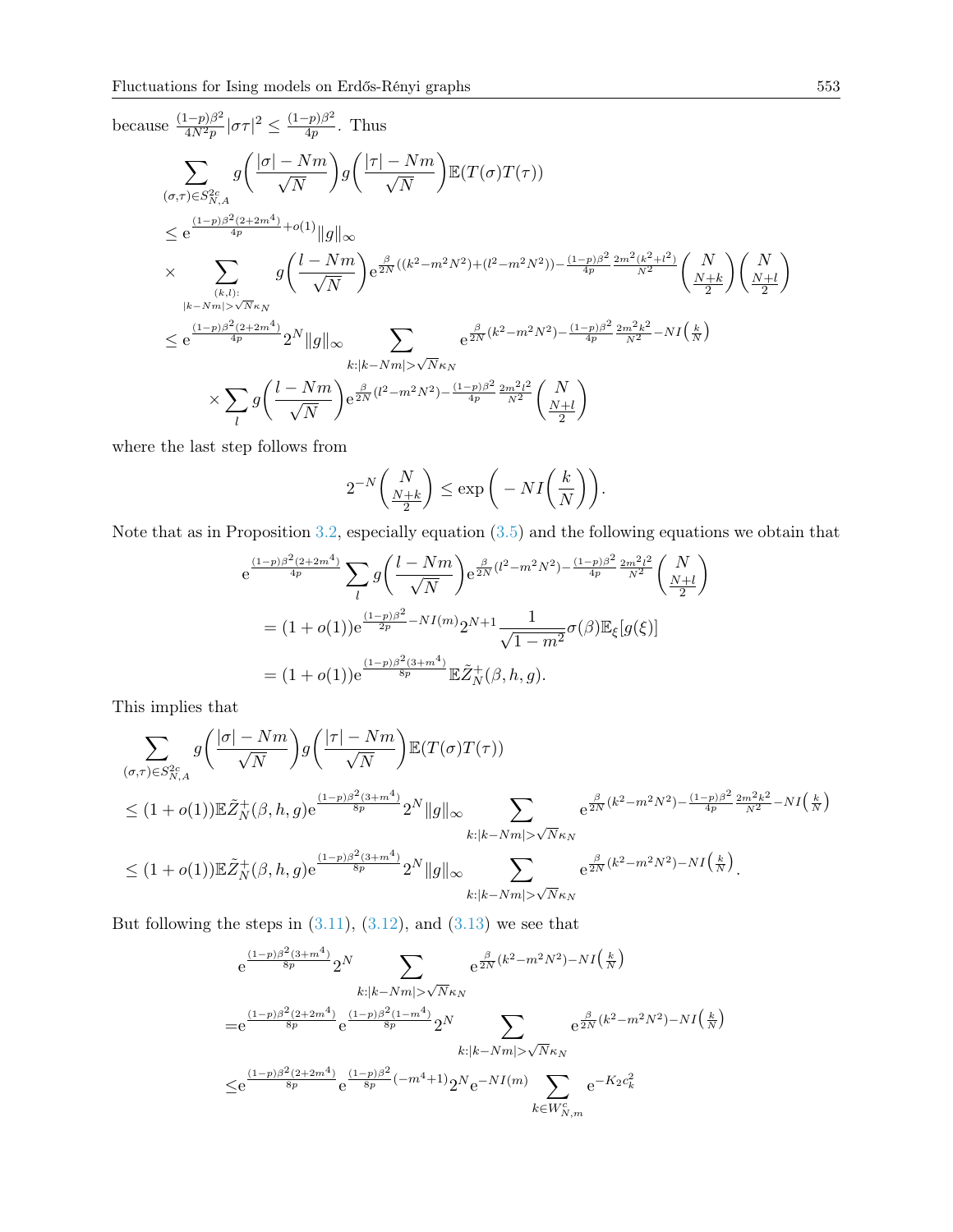because $\frac{(1-p)\beta^2}{4N^2p}|\sigma\tau|^2 \le \frac{(1-p)\beta^2}{4p}$. Thus

$$
\begin{aligned}
&\sum_{(\sigma,\tau)\in S_{N,A}^{2c}} g\bigg(\frac{|\sigma|-Nm}{\sqrt{N}}\bigg) g\bigg(\frac{|\tau|-Nm}{\sqrt{N}}\bigg)\mathbb{E}(T(\sigma)T(\tau)) \\
&\le \mathrm{e}^{\frac{(1-p)\beta^2(2+2m^4)}{4p}+o(1)}\|g\|_\infty \\
&\times \sum_{\substack{(k,l):\\ |k-Nm|>\sqrt{N}\kappa_N}} g\bigg(\frac{l-Nm}{\sqrt{N}}\bigg)\mathrm{e}^{\frac{\beta}{2N}((k^2-m^2N^2)+(l^2-m^2N^2))-\frac{(1-p)\beta^2}{4p}\frac{2m^2(k^2+l^2)}{N^2}}\binom{N}{\frac{N+k}{2}}\binom{N}{\frac{N+l}{2}} \\
&\le \mathrm{e}^{\frac{(1-p)\beta^2(2+2m^4)}{4p}}2^N\|g\|_\infty \sum_{k:|k-Nm|>\sqrt{N}\kappa_N} \mathrm{e}^{\frac{\beta}{2N}(k^2-m^2N^2)-\frac{(1-p)\beta^2}{4p}\frac{2m^2k^2}{N^2}-NI\left(\frac{k}{N}\right)} \\
&\qquad \times \sum_l g\bigg(\frac{l-Nm}{\sqrt{N}}\bigg)\mathrm{e}^{\frac{\beta}{2N}(l^2-m^2N^2)-\frac{(1-p)\beta^2}{4p}\frac{2m^2l^2}{N^2}}\binom{N}{\frac{N+l}{2}}
\end{aligned}
$$

where the last step follows from

$$
2^{-N}\binom{N}{\frac{N+k}{2}} \le \exp\bigg(-NI\bigg(\frac{k}{N}\bigg)\bigg).
$$

Note that as in Proposition 3.2, especially equation (3.5) and the following equations we obtain that

$$
\begin{aligned}
&\mathrm{e}^{\frac{(1-p)\beta^2(2+2m^4)}{4p}}\sum_l g\bigg(\frac{l-Nm}{\sqrt{N}}\bigg)\mathrm{e}^{\frac{\beta}{2N}(l^2-m^2N^2)-\frac{(1-p)\beta^2}{4p}\frac{2m^2l^2}{N^2}}\binom{N}{\frac{N+l}{2}} \\
&= (1+o(1))\mathrm{e}^{\frac{(1-p)\beta^2}{2p}-NI(m)}2^{N+1}\frac{1}{\sqrt{1-m^2}}\sigma(\beta)\mathbb{E}_\xi[g(\xi)] \\
&= (1+o(1))\mathrm{e}^{\frac{(1-p)\beta^2(3+m^4)}{8p}}\mathbb{E}\tilde{Z}_N^+(\beta,h,g).
\end{aligned}
$$

This implies that

$$
\begin{aligned}
&\sum_{(\sigma,\tau)\in S_{N,A}^{2c}} g\bigg(\frac{|\sigma|-Nm}{\sqrt{N}}\bigg) g\bigg(\frac{|\tau|-Nm}{\sqrt{N}}\bigg)\mathbb{E}(T(\sigma)T(\tau)) \\
&\le (1+o(1))\mathbb{E}\tilde{Z}_N^+(\beta,h,g)\mathrm{e}^{\frac{(1-p)\beta^2(3+m^4)}{8p}}2^N\|g\|_\infty \sum_{k:|k-Nm|>\sqrt{N}\kappa_N} \mathrm{e}^{\frac{\beta}{2N}(k^2-m^2N^2)-\frac{(1-p)\beta^2}{4p}\frac{2m^2k^2}{N^2}-NI\left(\frac{k}{N}\right)} \\
&\le (1+o(1))\mathbb{E}\tilde{Z}_N^+(\beta,h,g)\mathrm{e}^{\frac{(1-p)\beta^2(3+m^4)}{8p}}2^N\|g\|_\infty \sum_{k:|k-Nm|>\sqrt{N}\kappa_N} \mathrm{e}^{\frac{\beta}{2N}(k^2-m^2N^2)-NI\left(\frac{k}{N}\right)}.
\end{aligned}
$$

But following the steps in (3.11), (3.12), and (3.13) we see that

$$
\begin{aligned}
&\mathrm{e}^{\frac{(1-p)\beta^2(3+m^4)}{8p}}2^N\sum_{k:|k-Nm|>\sqrt{N}\kappa_N} \mathrm{e}^{\frac{\beta}{2N}(k^2-m^2N^2)-NI\left(\frac{k}{N}\right)} \\
=&\mathrm{e}^{\frac{(1-p)\beta^2(2+2m^4)}{8p}}\mathrm{e}^{\frac{(1-p)\beta^2(1-m^4)}{8p}}2^N\sum_{k:|k-Nm|>\sqrt{N}\kappa_N} \mathrm{e}^{\frac{\beta}{2N}(k^2-m^2N^2)-NI\left(\frac{k}{N}\right)} \\
\le&\mathrm{e}^{\frac{(1-p)\beta^2(2+2m^4)}{8p}}\mathrm{e}^{\frac{(1-p)\beta^2}{8p}(-m^4+1)}2^N\mathrm{e}^{-NI(m)}\sum_{k\in W_{N,m}^c}\mathrm{e}^{-K_2c_k^2}
\end{aligned}
$$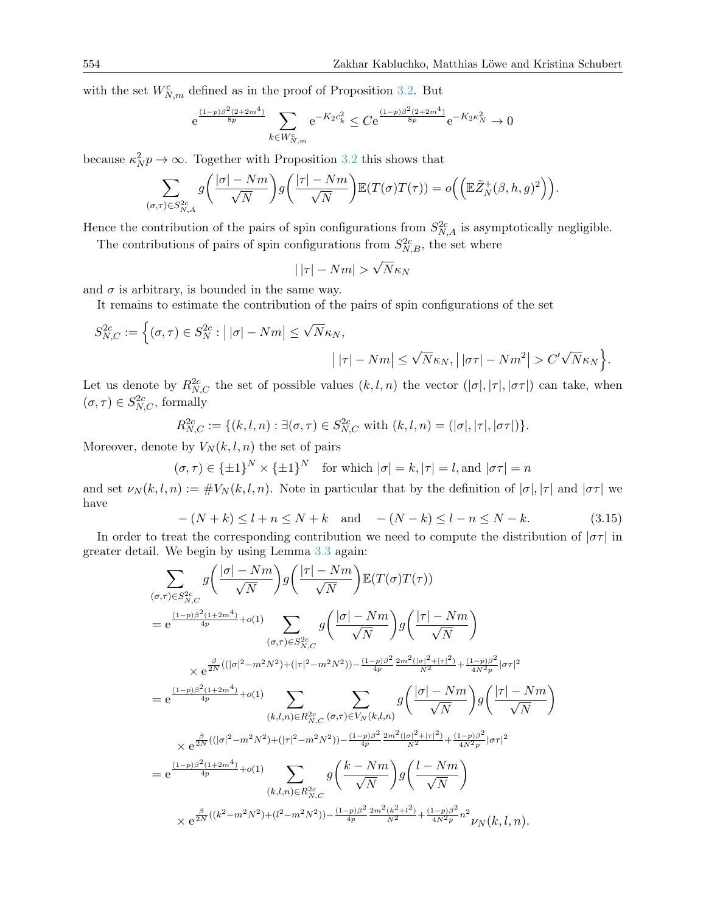with the set $W_{N,m}^c$ defined as in the proof of Proposition 3.2. But

$$\mathrm{e}^{\frac{(1-p)\beta^2(2+2m^4)}{8p}} \sum_{k\in W_{N,m}^c} \mathrm{e}^{-K_2 c_k^2} \le C \mathrm{e}^{\frac{(1-p)\beta^2(2+2m^4)}{8p}} \mathrm{e}^{-K_2\kappa_N^2} \to 0$$

because $\kappa_N^2 p \to \infty$. Together with Proposition 3.2 this shows that

$$\sum_{(\sigma,\tau)\in S_{N,A}^{2c}} g\Big(\frac{|\sigma|-Nm}{\sqrt{N}}\Big) g\Big(\frac{|\tau|-Nm}{\sqrt{N}}\Big) \mathbb{E}(T(\sigma)T(\tau)) = o\Big(\Big(\mathbb{E}\tilde{Z}_N^+(\beta,h,g)^2\Big)\Big).$$

Hence the contribution of the pairs of spin configurations from $S_{N,A}^{2c}$ is asymptotically negligible.

The contributions of pairs of spin configurations from $S_{N,B}^{2c}$, the set where

$$\big|\,|\tau| - Nm\big| > \sqrt{N}\kappa_N$$

and $\sigma$ is arbitrary, is bounded in the same way.

It remains to estimate the contribution of the pairs of spin configurations of the set

$$S_{N,C}^{2c} := \Big\{(\sigma,\tau)\in S_N^{2c} : \big|\,|\sigma| - Nm\big| \le \sqrt{N}\kappa_N, \\ \big|\,|\tau| - Nm\big| \le \sqrt{N}\kappa_N, \big|\,|\sigma\tau| - Nm^2\big| > C'\sqrt{N}\kappa_N\Big\}.$$

Let us denote by $R_{N,C}^{2c}$ the set of possible values $(k,l,n)$ the vector $(|\sigma|,|\tau|,|\sigma\tau|)$ can take, when $(\sigma,\tau)\in S_{N,C}^{2c}$, formally

$$R_{N,C}^{2c} := \{(k,l,n) : \exists(\sigma,\tau)\in S_{N,C}^{2c} \text{ with } (k,l,n) = (|\sigma|,|\tau|,|\sigma\tau|)\}.$$

Moreover, denote by $V_N(k,l,n)$ the set of pairs

$$(\sigma,\tau)\in\{\pm1\}^N\times\{\pm1\}^N \quad \text{for which } |\sigma| = k, |\tau| = l, \text{and } |\sigma\tau| = n$$

and set $\nu_N(k,l,n) := \#V_N(k,l,n)$. Note in particular that by the definition of $|\sigma|, |\tau|$ and $|\sigma\tau|$ we have

$$-(N+k) \le l+n \le N+k \quad \text{and} \quad -(N-k) \le l-n \le N-k. \tag{3.15}$$

In order to treat the corresponding contribution we need to compute the distribution of $|\sigma\tau|$ in greater detail. We begin by using Lemma 3.3 again:

$$\begin{aligned}
&\sum_{(\sigma,\tau)\in S_{N,C}^{2c}} g\Big(\frac{|\sigma|-Nm}{\sqrt{N}}\Big) g\Big(\frac{|\tau|-Nm}{\sqrt{N}}\Big) \mathbb{E}(T(\sigma)T(\tau)) \\
&= \mathrm{e}^{\frac{(1-p)\beta^2(1+2m^4)}{4p}+o(1)} \sum_{(\sigma,\tau)\in S_{N,C}^{2c}} g\Big(\frac{|\sigma|-Nm}{\sqrt{N}}\Big) g\Big(\frac{|\tau|-Nm}{\sqrt{N}}\Big) \\
&\qquad \times \mathrm{e}^{\frac{\beta}{2N}((|\sigma|^2-m^2N^2)+(|\tau|^2-m^2N^2)) - \frac{(1-p)\beta^2}{4p}\frac{2m^2(|\sigma|^2+|\tau|^2)}{N^2} + \frac{(1-p)\beta^2}{4N^2p}|\sigma\tau|^2} \\
&= \mathrm{e}^{\frac{(1-p)\beta^2(1+2m^4)}{4p}+o(1)} \sum_{(k,l,n)\in R_{N,C}^{2c}} \sum_{(\sigma,\tau)\in V_N(k,l,n)} g\Big(\frac{|\sigma|-Nm}{\sqrt{N}}\Big) g\Big(\frac{|\tau|-Nm}{\sqrt{N}}\Big) \\
&\qquad \times \mathrm{e}^{\frac{\beta}{2N}((|\sigma|^2-m^2N^2)+(|\tau|^2-m^2N^2)) - \frac{(1-p)\beta^2}{4p}\frac{2m^2(|\sigma|^2+|\tau|^2)}{N^2} + \frac{(1-p)\beta^2}{4N^2p}|\sigma\tau|^2} \\
&= \mathrm{e}^{\frac{(1-p)\beta^2(1+2m^4)}{4p}+o(1)} \sum_{(k,l,n)\in R_{N,C}^{2c}} g\Big(\frac{k-Nm}{\sqrt{N}}\Big) g\Big(\frac{l-Nm}{\sqrt{N}}\Big) \\
&\qquad \times \mathrm{e}^{\frac{\beta}{2N}((k^2-m^2N^2)+(l^2-m^2N^2)) - \frac{(1-p)\beta^2}{4p}\frac{2m^2(k^2+l^2)}{N^2} + \frac{(1-p)\beta^2}{4N^2p}n^2} \nu_N(k,l,n).
\end{aligned}$$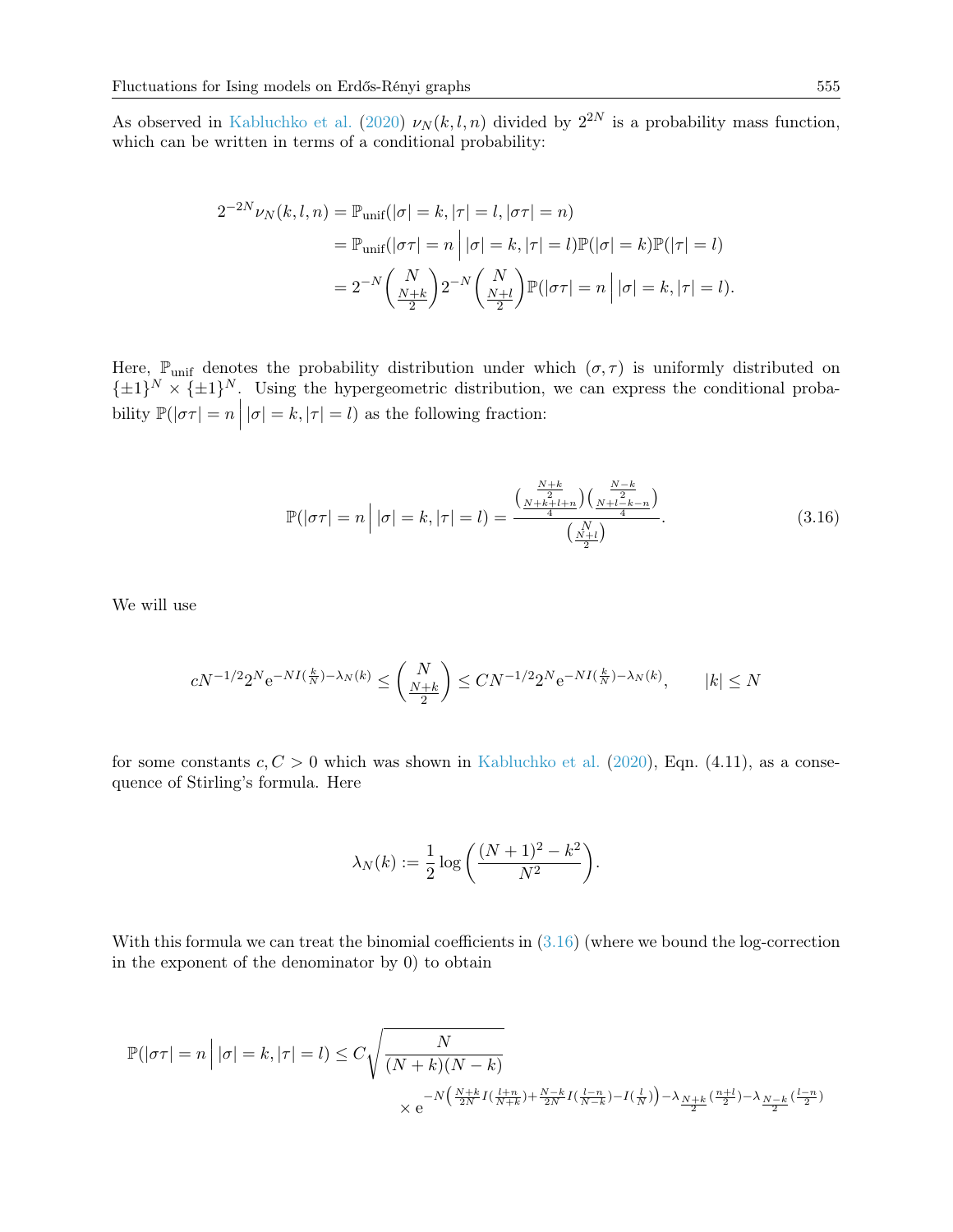As observed in Kabluchko et al. (2020) $\nu_N(k,l,n)$ divided by $2^{2N}$ is a probability mass function, which can be written in terms of a conditional probability:

$$
\begin{aligned}
2^{-2N}\nu_N(k,l,n) &= \mathbb{P}_{\text{unif}}(|\sigma| = k, |\tau| = l, |\sigma\tau| = n) \\
&= \mathbb{P}_{\text{unif}}(|\sigma\tau| = n \,\Big|\, |\sigma| = k, |\tau| = l)\mathbb{P}(|\sigma| = k)\mathbb{P}(|\tau| = l) \\
&= 2^{-N}\binom{N}{\frac{N+k}{2}} 2^{-N}\binom{N}{\frac{N+l}{2}} \mathbb{P}(|\sigma\tau| = n \,\Big|\, |\sigma| = k, |\tau| = l).
\end{aligned}
$$

Here, $\mathbb{P}_{\text{unif}}$ denotes the probability distribution under which $(\sigma, \tau)$ is uniformly distributed on $\{\pm 1\}^N \times \{\pm 1\}^N$. Using the hypergeometric distribution, we can express the conditional probability $\mathbb{P}(|\sigma\tau| = n \,\big|\, |\sigma| = k, |\tau| = l)$ as the following fraction:

$$
\mathbb{P}(|\sigma\tau| = n \,\Big|\, |\sigma| = k, |\tau| = l) = \frac{\binom{\frac{N+k}{2}}{\frac{N+k+l+n}{4}}\binom{\frac{N-k}{2}}{\frac{N+l-k-n}{4}}}{\binom{N}{\frac{N+l}{2}}}. \tag{3.16}
$$

We will use

$$
cN^{-1/2}2^N \mathrm{e}^{-NI(\frac{k}{N}) - \lambda_N(k)} \leq \binom{N}{\frac{N+k}{2}} \leq CN^{-1/2}2^N \mathrm{e}^{-NI(\frac{k}{N}) - \lambda_N(k)}, \qquad |k| \leq N
$$

for some constants $c, C > 0$ which was shown in Kabluchko et al. (2020), Eqn. (4.11), as a consequence of Stirling's formula. Here

$$
\lambda_N(k) := \frac{1}{2}\log\left(\frac{(N+1)^2 - k^2}{N^2}\right).
$$

With this formula we can treat the binomial coefficients in (3.16) (where we bound the log-correction in the exponent of the denominator by 0) to obtain

$$
\mathbb{P}(|\sigma\tau| = n \,\Big|\, |\sigma| = k, |\tau| = l) \leq C\sqrt{\frac{N}{(N+k)(N-k)}} \times \mathrm{e}^{-N\left(\frac{N+k}{2N}I(\frac{l+n}{N+k}) + \frac{N-k}{2N}I(\frac{l-n}{N-k}) - I(\frac{l}{N})\right) - \lambda_{\frac{N+k}{2}}(\frac{n+l}{2}) - \lambda_{\frac{N-k}{2}}(\frac{l-n}{2})}
$$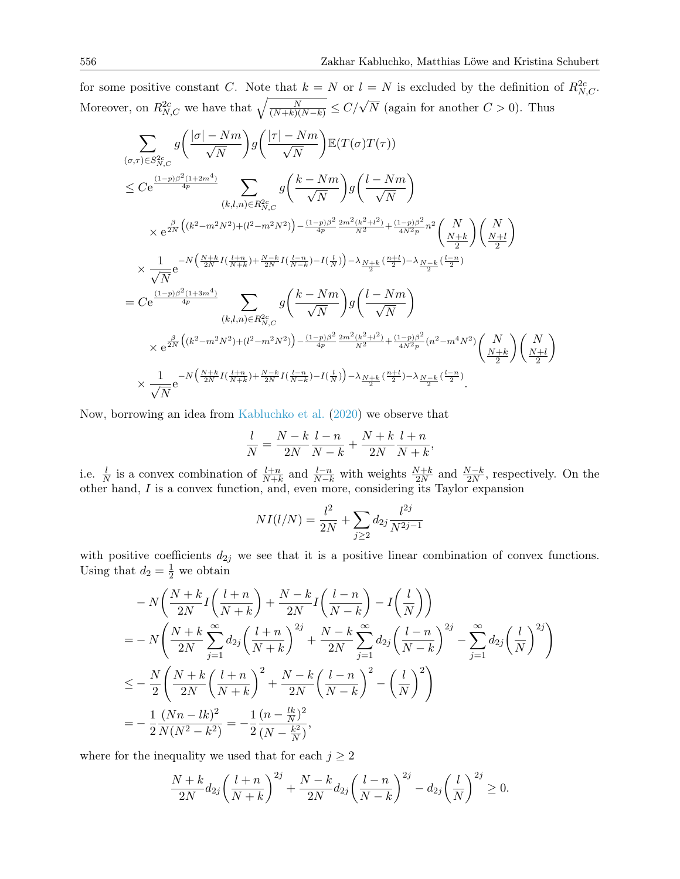for some positive constant $C$. Note that $k = N$ or $l = N$ is excluded by the definition of $R^{2c}_{N,C}$. Moreover, on $R^{2c}_{N,C}$ we have that $\sqrt{\frac{N}{(N+k)(N-k)}} \le C/\sqrt{N}$ (again for another $C > 0$). Thus

$$
\begin{aligned}
&\sum_{(\sigma,\tau)\in S^{2c}_{N,C}} g\bigg(\frac{|\sigma| - Nm}{\sqrt{N}}\bigg) g\bigg(\frac{|\tau| - Nm}{\sqrt{N}}\bigg) \mathbb{E}(T(\sigma)T(\tau)) \\
&\le C \mathrm{e}^{\frac{(1-p)\beta^2(1+2m^4)}{4p}} \sum_{(k,l,n)\in R^{2c}_{N,C}} g\bigg(\frac{k - Nm}{\sqrt{N}}\bigg) g\bigg(\frac{l - Nm}{\sqrt{N}}\bigg) \\
&\quad \times \mathrm{e}^{\frac{\beta}{2N}\left((k^2 - m^2N^2)+(l^2-m^2N^2)\right) - \frac{(1-p)\beta^2}{4p}\frac{2m^2(k^2+l^2)}{N^2} + \frac{(1-p)\beta^2}{4N^2p} n^2} \binom{N}{\frac{N+k}{2}} \binom{N}{\frac{N+l}{2}} \\
&\quad \times \frac{1}{\sqrt{N}} \mathrm{e}^{-N\left(\frac{N+k}{2N} I(\frac{l+n}{N+k}) + \frac{N-k}{2N} I(\frac{l-n}{N-k}) - I(\frac{l}{N})\right) - \lambda_{\frac{N+k}{2}}(\frac{n+l}{2}) - \lambda_{\frac{N-k}{2}}(\frac{l-n}{2})} \\
&= C \mathrm{e}^{\frac{(1-p)\beta^2(1+3m^4)}{4p}} \sum_{(k,l,n)\in R^{2c}_{N,C}} g\bigg(\frac{k - Nm}{\sqrt{N}}\bigg) g\bigg(\frac{l - Nm}{\sqrt{N}}\bigg) \\
&\quad \times \mathrm{e}^{\frac{\beta}{2N}\left((k^2 - m^2N^2)+(l^2-m^2N^2)\right) - \frac{(1-p)\beta^2}{4p}\frac{2m^2(k^2+l^2)}{N^2} + \frac{(1-p)\beta^2}{4N^2p} (n^2 - m^4N^2)} \binom{N}{\frac{N+k}{2}} \binom{N}{\frac{N+l}{2}} \\
&\quad \times \frac{1}{\sqrt{N}} \mathrm{e}^{-N\left(\frac{N+k}{2N} I(\frac{l+n}{N+k}) + \frac{N-k}{2N} I(\frac{l-n}{N-k}) - I(\frac{l}{N})\right) - \lambda_{\frac{N+k}{2}}(\frac{n+l}{2}) - \lambda_{\frac{N-k}{2}}(\frac{l-n}{2})}.
\end{aligned}
$$

Now, borrowing an idea from Kabluchko et al. (2020) we observe that

$$
\frac{l}{N} = \frac{N-k}{2N}\frac{l-n}{N-k} + \frac{N+k}{2N}\frac{l+n}{N+k},
$$

i.e. $\frac{l}{N}$ is a convex combination of $\frac{l+n}{N+k}$ and $\frac{l-n}{N-k}$ with weights $\frac{N+k}{2N}$ and $\frac{N-k}{2N}$, respectively. On the other hand, $I$ is a convex function, and, even more, considering its Taylor expansion

$$
NI(l/N) = \frac{l^2}{2N} + \sum_{j\ge 2} d_{2j} \frac{l^{2j}}{N^{2j-1}}
$$

with positive coefficients $d_{2j}$ we see that it is a positive linear combination of convex functions. Using that $d_2 = \frac{1}{2}$ we obtain

$$
\begin{aligned}
&-N\bigg(\frac{N+k}{2N} I\bigg(\frac{l+n}{N+k}\bigg) + \frac{N-k}{2N} I\bigg(\frac{l-n}{N-k}\bigg) - I\bigg(\frac{l}{N}\bigg)\bigg) \\
&= -N\bigg(\frac{N+k}{2N}\sum_{j=1}^{\infty} d_{2j}\bigg(\frac{l+n}{N+k}\bigg)^{2j} + \frac{N-k}{2N}\sum_{j=1}^{\infty} d_{2j}\bigg(\frac{l-n}{N-k}\bigg)^{2j} - \sum_{j=1}^{\infty} d_{2j}\bigg(\frac{l}{N}\bigg)^{2j}\bigg) \\
&\le -\frac{N}{2}\bigg(\frac{N+k}{2N}\bigg(\frac{l+n}{N+k}\bigg)^2 + \frac{N-k}{2N}\bigg(\frac{l-n}{N-k}\bigg)^2 - \bigg(\frac{l}{N}\bigg)^2\bigg) \\
&= -\frac{1}{2}\frac{(Nn - lk)^2}{N(N^2-k^2)} = -\frac{1}{2}\frac{(n - \frac{lk}{N})^2}{(N - \frac{k^2}{N})},
\end{aligned}
$$

where for the inequality we used that for each $j \ge 2$

$$
\frac{N+k}{2N} d_{2j}\bigg(\frac{l+n}{N+k}\bigg)^{2j} + \frac{N-k}{2N} d_{2j}\bigg(\frac{l-n}{N-k}\bigg)^{2j} - d_{2j}\bigg(\frac{l}{N}\bigg)^{2j} \ge 0.
$$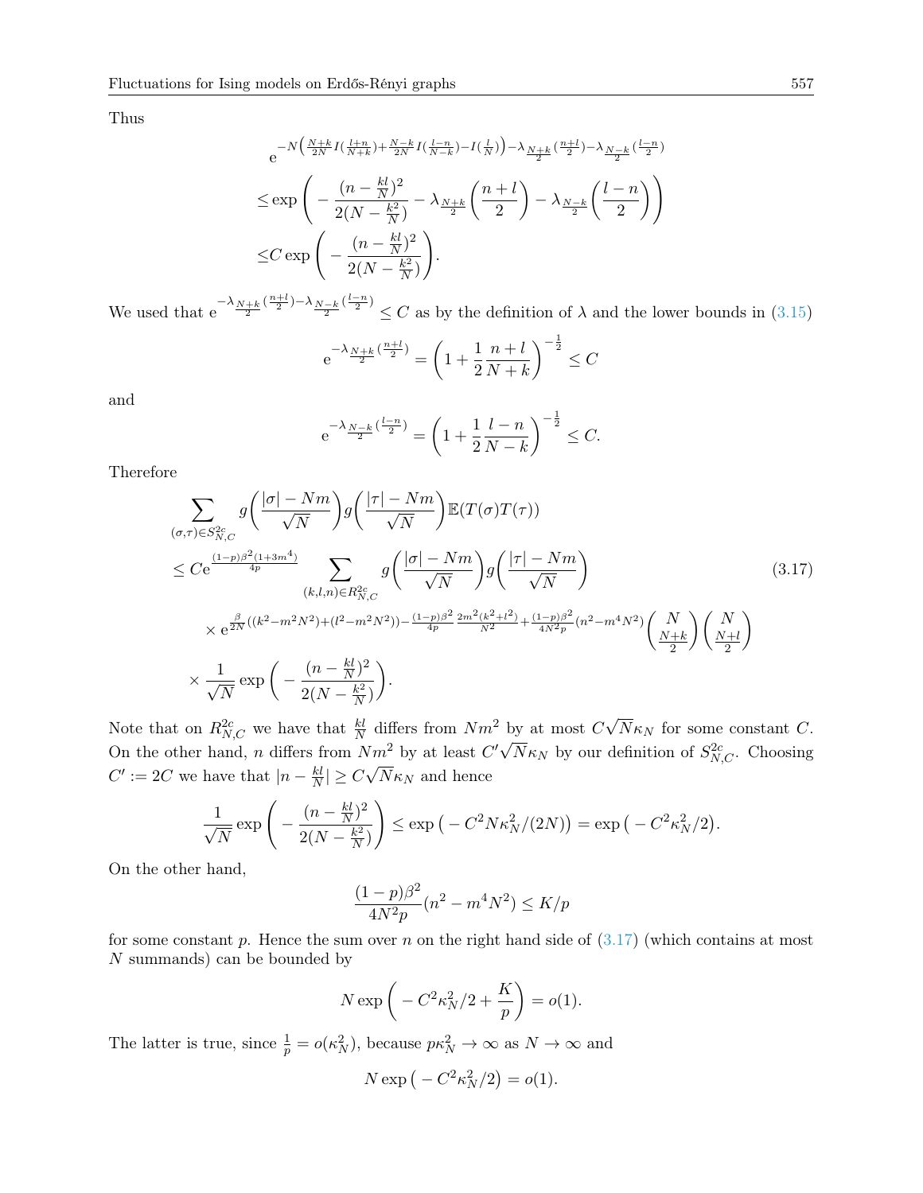Thus

$$
\begin{aligned}
&\mathrm{e}^{-N\left(\frac{N+k}{2N}I(\frac{l+n}{N+k})+\frac{N-k}{2N}I(\frac{l-n}{N-k})-I(\frac{l}{N})\right)-\lambda_{\frac{N+k}{2}}(\frac{n+l}{2})-\lambda_{\frac{N-k}{2}}(\frac{l-n}{2})} \\
&\le \exp\left(-\frac{(n-\frac{kl}{N})^2}{2(N-\frac{k^2}{N})}-\lambda_{\frac{N+k}{2}}\left(\frac{n+l}{2}\right)-\lambda_{\frac{N-k}{2}}\left(\frac{l-n}{2}\right)\right) \\
&\le C\exp\left(-\frac{(n-\frac{kl}{N})^2}{2(N-\frac{k^2}{N})}\right).
\end{aligned}
$$

We used that $\mathrm{e}^{-\lambda_{\frac{N+k}{2}}(\frac{n+l}{2})-\lambda_{\frac{N-k}{2}}(\frac{l-n}{2})} \le C$ as by the definition of $\lambda$ and the lower bounds in (3.15)

$$
\mathrm{e}^{-\lambda_{\frac{N+k}{2}}(\frac{n+l}{2})} = \left(1+\frac{1}{2}\frac{n+l}{N+k}\right)^{-\frac{1}{2}} \le C
$$

and

$$
\mathrm{e}^{-\lambda_{\frac{N-k}{2}}(\frac{l-n}{2})} = \left(1+\frac{1}{2}\frac{l-n}{N-k}\right)^{-\frac{1}{2}} \le C.
$$

Therefore

$$
\begin{aligned}
&\sum_{(\sigma,\tau)\in S_{N,C}^{2c}} g\left(\frac{|\sigma|-Nm}{\sqrt{N}}\right)g\left(\frac{|\tau|-Nm}{\sqrt{N}}\right)\mathbb{E}(T(\sigma)T(\tau)) \\
&\le C\mathrm{e}^{\frac{(1-p)\beta^2(1+3m^4)}{4p}} \sum_{(k,l,n)\in R_{N,C}^{2c}} g\left(\frac{|\sigma|-Nm}{\sqrt{N}}\right)g\left(\frac{|\tau|-Nm}{\sqrt{N}}\right) \qquad (3.17)\\
&\quad\times \mathrm{e}^{\frac{\beta}{2N}((k^2-m^2N^2)+(l^2-m^2N^2))-\frac{(1-p)\beta^2}{4p}\frac{2m^2(k^2+l^2)}{N^2}+\frac{(1-p)\beta^2}{4N^2p}(n^2-m^4N^2)}\binom{N}{\frac{N+k}{2}}\binom{N}{\frac{N+l}{2}} \\
&\quad\times \frac{1}{\sqrt{N}}\exp\left(-\frac{(n-\frac{kl}{N})^2}{2(N-\frac{k^2}{N})}\right).
\end{aligned}
$$

Note that on $R_{N,C}^{2c}$ we have that $\frac{kl}{N}$ differs from $Nm^2$ by at most $C\sqrt{N}\kappa_N$ for some constant $C$. On the other hand, $n$ differs from $Nm^2$ by at least $C'\sqrt{N}\kappa_N$ by our definition of $S_{N,C}^{2c}$. Choosing $C' := 2C$ we have that $|n-\frac{kl}{N}| \ge C\sqrt{N}\kappa_N$ and hence

$$
\frac{1}{\sqrt{N}}\exp\left(-\frac{(n-\frac{kl}{N})^2}{2(N-\frac{k^2}{N})}\right) \le \exp\left(-C^2N\kappa_N^2/(2N)\right) = \exp\left(-C^2\kappa_N^2/2\right).
$$

On the other hand,

$$
\frac{(1-p)\beta^2}{4N^2p}(n^2-m^4N^2) \le K/p
$$

for some constant $p$. Hence the sum over $n$ on the right hand side of (3.17) (which contains at most $N$ summands) can be bounded by

$$
N\exp\left(-C^2\kappa_N^2/2+\frac{K}{p}\right) = o(1).
$$

The latter is true, since $\frac{1}{p} = o(\kappa_N^2)$, because $p\kappa_N^2 \to \infty$ as $N \to \infty$ and

$$
N\exp\left(-C^2\kappa_N^2/2\right) = o(1).
$$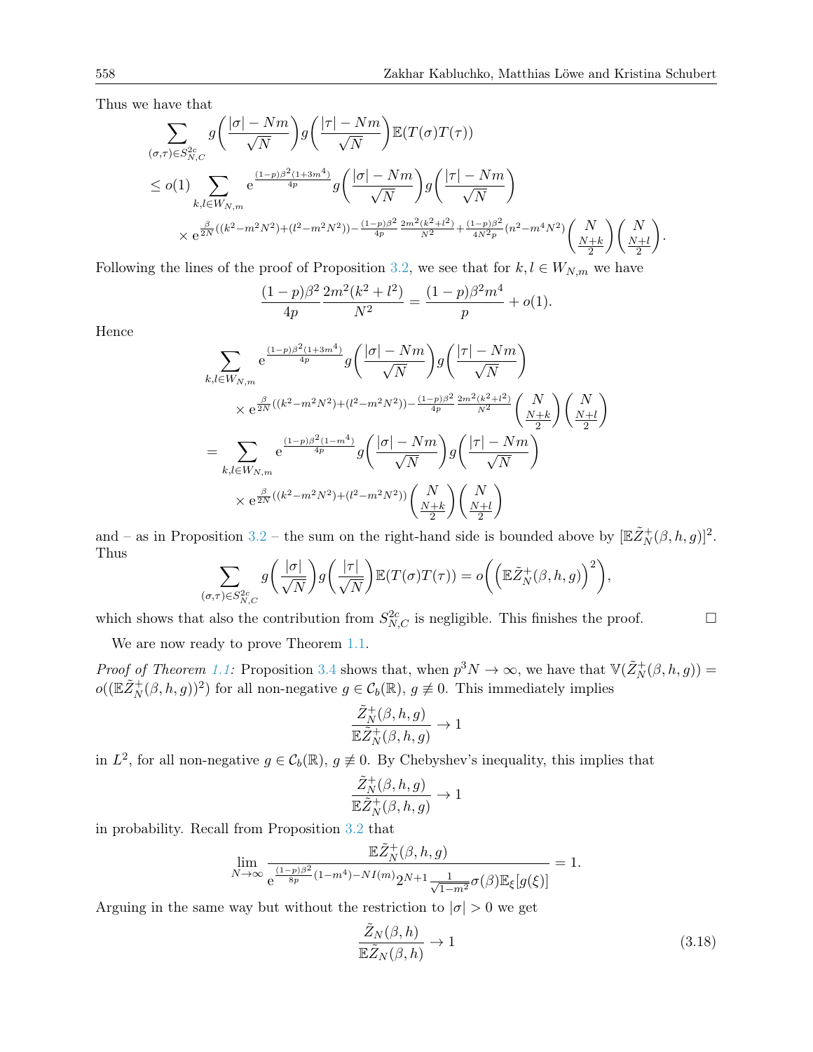Thus we have that

$$\sum_{(\sigma,\tau)\in S_{N,C}^{2c}} g\bigg(\frac{|\sigma|-Nm}{\sqrt{N}}\bigg) g\bigg(\frac{|\tau|-Nm}{\sqrt{N}}\bigg) \mathbb{E}(T(\sigma)T(\tau))$$
$$\leq o(1) \sum_{k,l\in W_{N,m}} \mathrm{e}^{\frac{(1-p)\beta^2(1+3m^4)}{4p}} g\bigg(\frac{|\sigma|-Nm}{\sqrt{N}}\bigg) g\bigg(\frac{|\tau|-Nm}{\sqrt{N}}\bigg)$$
$$\times\, \mathrm{e}^{\frac{\beta}{2N}((k^2-m^2N^2)+(l^2-m^2N^2)) - \frac{(1-p)\beta^2}{4p}\frac{2m^2(k^2+l^2)}{N^2} + \frac{(1-p)\beta^2}{4N^2p}(n^2-m^4N^2)} \binom{N}{\frac{N+k}{2}}\binom{N}{\frac{N+l}{2}}.$$

Following the lines of the proof of Proposition 3.2, we see that for $k,l\in W_{N,m}$ we have

$$\frac{(1-p)\beta^2}{4p}\frac{2m^2(k^2+l^2)}{N^2} = \frac{(1-p)\beta^2m^4}{p} + o(1).$$

Hence

$$\sum_{k,l\in W_{N,m}} \mathrm{e}^{\frac{(1-p)\beta^2(1+3m^4)}{4p}} g\bigg(\frac{|\sigma|-Nm}{\sqrt{N}}\bigg) g\bigg(\frac{|\tau|-Nm}{\sqrt{N}}\bigg)$$
$$\times\, \mathrm{e}^{\frac{\beta}{2N}((k^2-m^2N^2)+(l^2-m^2N^2)) - \frac{(1-p)\beta^2}{4p}\frac{2m^2(k^2+l^2)}{N^2}} \binom{N}{\frac{N+k}{2}}\binom{N}{\frac{N+l}{2}}$$
$$= \sum_{k,l\in W_{N,m}} \mathrm{e}^{\frac{(1-p)\beta^2(1-m^4)}{4p}} g\bigg(\frac{|\sigma|-Nm}{\sqrt{N}}\bigg) g\bigg(\frac{|\tau|-Nm}{\sqrt{N}}\bigg)$$
$$\times\, \mathrm{e}^{\frac{\beta}{2N}((k^2-m^2N^2)+(l^2-m^2N^2))} \binom{N}{\frac{N+k}{2}}\binom{N}{\frac{N+l}{2}}$$

and – as in Proposition 3.2 – the sum on the right-hand side is bounded above by $[\mathbb{E}\tilde{Z}_N^+(\beta,h,g)]^2$. Thus

$$\sum_{(\sigma,\tau)\in S_{N,C}^{2c}} g\bigg(\frac{|\sigma|}{\sqrt{N}}\bigg) g\bigg(\frac{|\tau|}{\sqrt{N}}\bigg) \mathbb{E}(T(\sigma)T(\tau)) = o\bigg(\Big(\mathbb{E}\tilde{Z}_N^+(\beta,h,g)\Big)^2\bigg),$$

which shows that also the contribution from $S_{N,C}^{2c}$ is negligible. This finishes the proof. $\square$

We are now ready to prove Theorem 1.1.

*Proof of Theorem 1.1:* Proposition 3.4 shows that, when $p^3N\to\infty$, we have that $\mathbb{V}(\tilde{Z}_N^+(\beta,h,g)) = o((\mathbb{E}\tilde{Z}_N^+(\beta,h,g))^2)$ for all non-negative $g\in\mathcal{C}_b(\mathbb{R})$, $g\not\equiv 0$. This immediately implies

$$\frac{\tilde{Z}_N^+(\beta,h,g)}{\mathbb{E}\tilde{Z}_N^+(\beta,h,g)} \to 1$$

in $L^2$, for all non-negative $g\in\mathcal{C}_b(\mathbb{R})$, $g\not\equiv 0$. By Chebyshev's inequality, this implies that

$$\frac{\tilde{Z}_N^+(\beta,h,g)}{\mathbb{E}\tilde{Z}_N^+(\beta,h,g)} \to 1$$

in probability. Recall from Proposition 3.2 that

$$\lim_{N\to\infty}\frac{\mathbb{E}\tilde{Z}_N^+(\beta,h,g)}{\mathrm{e}^{\frac{(1-p)\beta^2}{8p}(1-m^4)-NI(m)}2^{N+1}\frac{1}{\sqrt{1-m^2}}\sigma(\beta)\mathbb{E}_\xi[g(\xi)]} = 1.$$

Arguing in the same way but without the restriction to $|\sigma|>0$ we get

$$\frac{\tilde{Z}_N(\beta,h)}{\mathbb{E}\tilde{Z}_N(\beta,h)} \to 1 \tag{3.18}$$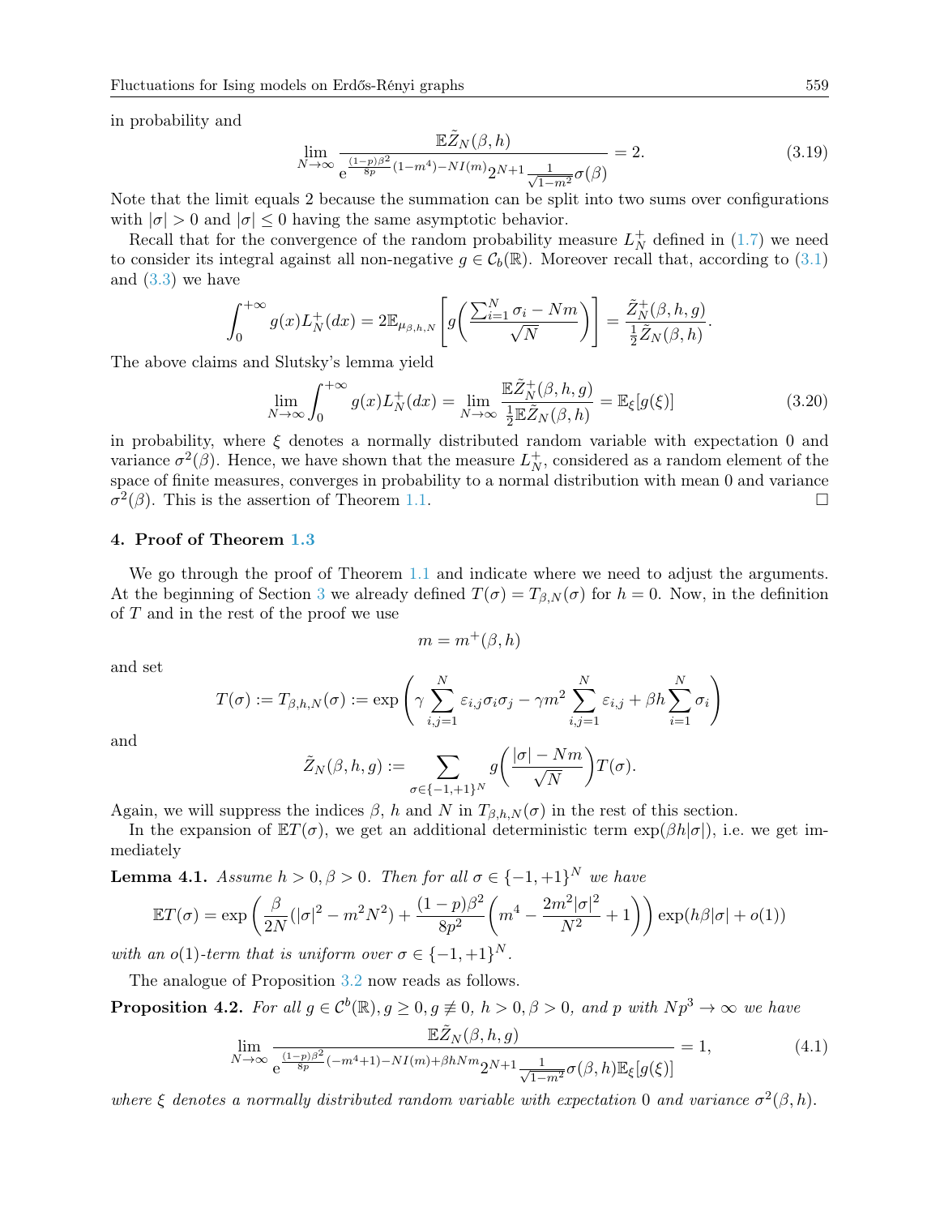in probability and

$$\lim_{N\to\infty} \frac{\mathbb{E}\tilde{Z}_N(\beta,h)}{\mathrm{e}^{\frac{(1-p)\beta^2}{8p}(1-m^4)-NI(m)}2^{N+1}\frac{1}{\sqrt{1-m^2}}\sigma(\beta)} = 2. \tag{3.19}$$

Note that the limit equals 2 because the summation can be split into two sums over configurations with $|\sigma| > 0$ and $|\sigma| \le 0$ having the same asymptotic behavior.

Recall that for the convergence of the random probability measure $L_N^+$ defined in (1.7) we need to consider its integral against all non-negative $g \in \mathcal{C}_b(\mathbb{R})$. Moreover recall that, according to (3.1) and (3.3) we have

$$\int_0^{+\infty} g(x) L_N^+(dx) = 2\mathbb{E}_{\mu_{\beta,h,N}}\left[g\left(\frac{\sum_{i=1}^N \sigma_i - Nm}{\sqrt{N}}\right)\right] = \frac{\tilde{Z}_N^+(\beta,h,g)}{\frac{1}{2}\tilde{Z}_N(\beta,h)}.$$

The above claims and Slutsky's lemma yield

$$\lim_{N\to\infty}\int_0^{+\infty} g(x) L_N^+(dx) = \lim_{N\to\infty}\frac{\mathbb{E}\tilde{Z}_N^+(\beta,h,g)}{\frac{1}{2}\mathbb{E}\tilde{Z}_N(\beta,h)} = \mathbb{E}_\xi[g(\xi)] \tag{3.20}$$

in probability, where $\xi$ denotes a normally distributed random variable with expectation 0 and variance $\sigma^2(\beta)$. Hence, we have shown that the measure $L_N^+$, considered as a random element of the space of finite measures, converges in probability to a normal distribution with mean 0 and variance $\sigma^2(\beta)$. This is the assertion of Theorem 1.1. □

## 4. Proof of Theorem 1.3

We go through the proof of Theorem 1.1 and indicate where we need to adjust the arguments. At the beginning of Section 3 we already defined $T(\sigma) = T_{\beta,N}(\sigma)$ for $h = 0$. Now, in the definition of $T$ and in the rest of the proof we use

$$m = m^+(\beta,h)$$

and set

$$T(\sigma) := T_{\beta,h,N}(\sigma) := \exp\left(\gamma\sum_{i,j=1}^N \varepsilon_{i,j}\sigma_i\sigma_j - \gamma m^2\sum_{i,j=1}^N \varepsilon_{i,j} + \beta h\sum_{i=1}^N \sigma_i\right)$$

and

$$\tilde{Z}_N(\beta,h,g) := \sum_{\sigma\in\{-1,+1\}^N} g\left(\frac{|\sigma| - Nm}{\sqrt{N}}\right)T(\sigma).$$

Again, we will suppress the indices $\beta$, $h$ and $N$ in $T_{\beta,h,N}(\sigma)$ in the rest of this section.

In the expansion of $\mathbb{E}T(\sigma)$, we get an additional deterministic term $\exp(\beta h|\sigma|)$, i.e. we get immediately

**Lemma 4.1.** *Assume $h > 0, \beta > 0$. Then for all $\sigma \in \{-1,+1\}^N$ we have*

$$\mathbb{E}T(\sigma) = \exp\left(\frac{\beta}{2N}(|\sigma|^2 - m^2N^2) + \frac{(1-p)\beta^2}{8p^2}\left(m^4 - \frac{2m^2|\sigma|^2}{N^2} + 1\right)\right)\exp(h\beta|\sigma| + o(1))$$

*with an $o(1)$-term that is uniform over $\sigma \in \{-1,+1\}^N$.*

The analogue of Proposition 3.2 now reads as follows.

**Proposition 4.2.** *For all $g \in \mathcal{C}^b(\mathbb{R}), g \ge 0, g \not\equiv 0$, $h > 0, \beta > 0$, and $p$ with $Np^3 \to \infty$ we have*

$$\lim_{N\to\infty}\frac{\mathbb{E}\tilde{Z}_N(\beta,h,g)}{\mathrm{e}^{\frac{(1-p)\beta^2}{8p}(-m^4+1)-NI(m)+\beta hNm}2^{N+1}\frac{1}{\sqrt{1-m^2}}\sigma(\beta,h)\mathbb{E}_\xi[g(\xi)]} = 1, \tag{4.1}$$

*where $\xi$ denotes a normally distributed random variable with expectation 0 and variance $\sigma^2(\beta,h)$.*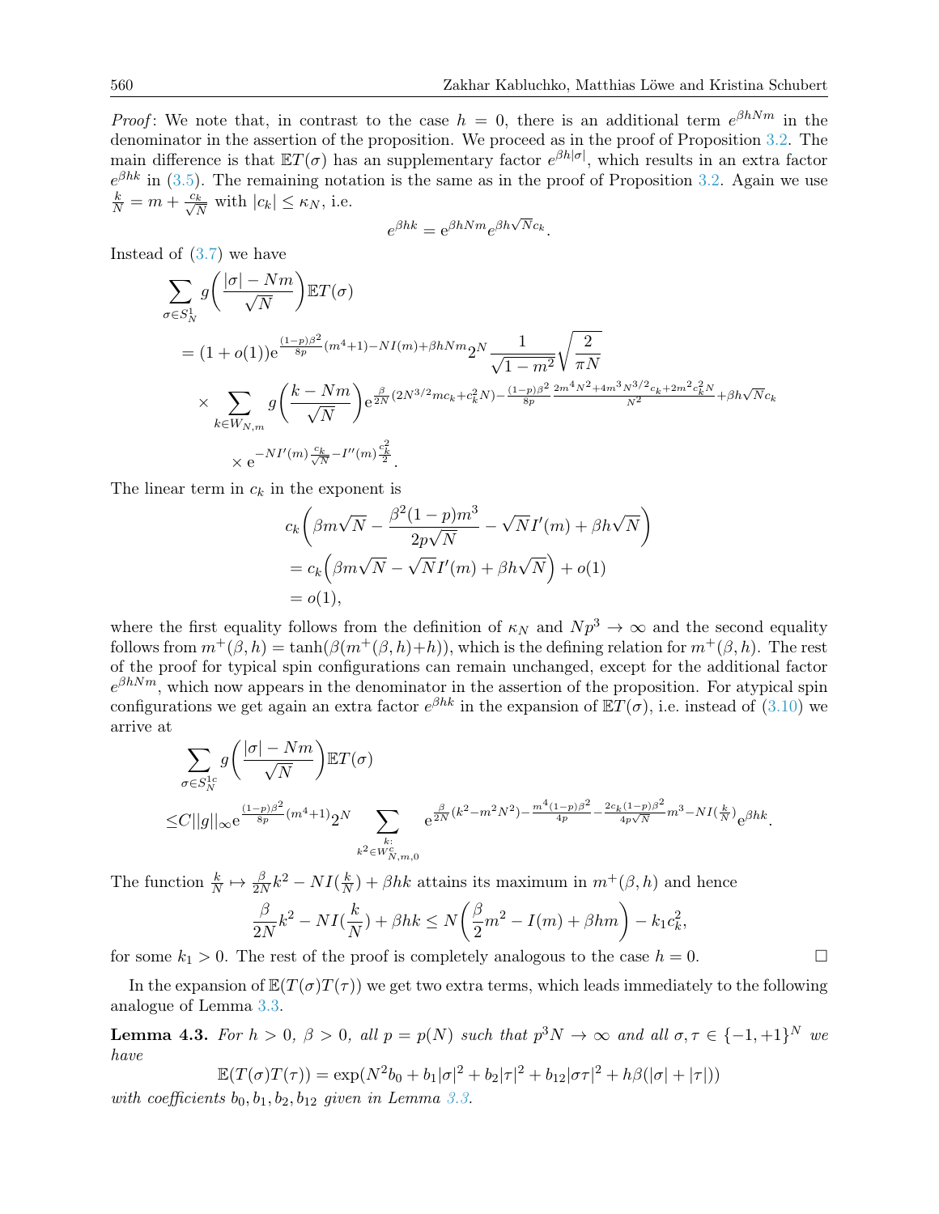*Proof*: We note that, in contrast to the case $h = 0$, there is an additional term $e^{\beta h N m}$ in the denominator in the assertion of the proposition. We proceed as in the proof of Proposition 3.2. The main difference is that $\mathbb{E}T(\sigma)$ has an supplementary factor $e^{\beta h|\sigma|}$, which results in an extra factor $e^{\beta h k}$ in (3.5). The remaining notation is the same as in the proof of Proposition 3.2. Again we use $\frac{k}{N} = m + \frac{c_k}{\sqrt{N}}$ with $|c_k| \le \kappa_N$, i.e.

$$e^{\beta h k} = e^{\beta h N m} e^{\beta h \sqrt{N} c_k}.$$

Instead of (3.7) we have

$$\begin{aligned}
&\sum_{\sigma \in S_N^1} g\left(\frac{|\sigma| - Nm}{\sqrt{N}}\right) \mathbb{E}T(\sigma) \\
&= (1 + o(1)) e^{\frac{(1-p)\beta^2}{8p}(m^4+1) - NI(m) + \beta h N m} 2^N \frac{1}{\sqrt{1-m^2}} \sqrt{\frac{2}{\pi N}} \\
&\quad \times \sum_{k \in W_{N,m}} g\left(\frac{k - Nm}{\sqrt{N}}\right) e^{\frac{\beta}{2N}(2N^{3/2} m c_k + c_k^2 N) - \frac{(1-p)\beta^2}{8p} \frac{2m^4 N^2 + 4m^3 N^{3/2} c_k + 2m^2 c_k^2 N}{N^2} + \beta h \sqrt{N} c_k} \\
&\qquad \times e^{-NI'(m)\frac{c_k}{\sqrt{N}} - I''(m)\frac{c_k^2}{2}}.
\end{aligned}$$

The linear term in $c_k$ in the exponent is

$$\begin{aligned}
&c_k\left(\beta m \sqrt{N} - \frac{\beta^2 (1-p) m^3}{2p\sqrt{N}} - \sqrt{N} I'(m) + \beta h \sqrt{N}\right) \\
&= c_k\left(\beta m \sqrt{N} - \sqrt{N} I'(m) + \beta h \sqrt{N}\right) + o(1) \\
&= o(1),
\end{aligned}$$

where the first equality follows from the definition of $\kappa_N$ and $Np^3 \to \infty$ and the second equality follows from $m^+(\beta, h) = \tanh(\beta(m^+(\beta, h) + h))$, which is the defining relation for $m^+(\beta, h)$. The rest of the proof for typical spin configurations can remain unchanged, except for the additional factor $e^{\beta h N m}$, which now appears in the denominator in the assertion of the proposition. For atypical spin configurations we get again an extra factor $e^{\beta h k}$ in the expansion of $\mathbb{E}T(\sigma)$, i.e. instead of (3.10) we arrive at

$$\begin{aligned}
&\sum_{\sigma \in S_N^{1c}} g\left(\frac{|\sigma| - Nm}{\sqrt{N}}\right) \mathbb{E}T(\sigma) \\
\le &C ||g||_\infty e^{\frac{(1-p)\beta^2}{8p}(m^4+1)} 2^N \sum_{\substack{k: \\ k^2 \in W_{N,m,0}^c}} e^{\frac{\beta}{2N}(k^2 - m^2 N^2) - \frac{m^4(1-p)\beta^2}{4p} - \frac{2c_k(1-p)\beta^2}{4p\sqrt{N}} m^3 - NI(\frac{k}{N})} e^{\beta h k}.
\end{aligned}$$

The function $\frac{k}{N} \mapsto \frac{\beta}{2N} k^2 - NI(\frac{k}{N}) + \beta h k$ attains its maximum in $m^+(\beta, h)$ and hence

$$\frac{\beta}{2N} k^2 - NI(\frac{k}{N}) + \beta h k \le N\left(\frac{\beta}{2} m^2 - I(m) + \beta h m\right) - k_1 c_k^2,$$

for some $k_1 > 0$. The rest of the proof is completely analogous to the case $h = 0$. □

In the expansion of $\mathbb{E}(T(\sigma)T(\tau))$ we get two extra terms, which leads immediately to the following analogue of Lemma 3.3.

**Lemma 4.3.** *For $h > 0$, $\beta > 0$, all $p = p(N)$ such that $p^3 N \to \infty$ and all $\sigma, \tau \in \{-1, +1\}^N$ we have*

$$\mathbb{E}(T(\sigma)T(\tau)) = \exp(N^2 b_0 + b_1 |\sigma|^2 + b_2 |\tau|^2 + b_{12} |\sigma\tau|^2 + h\beta(|\sigma| + |\tau|))$$

*with coefficients $b_0, b_1, b_2, b_{12}$ given in Lemma 3.3.*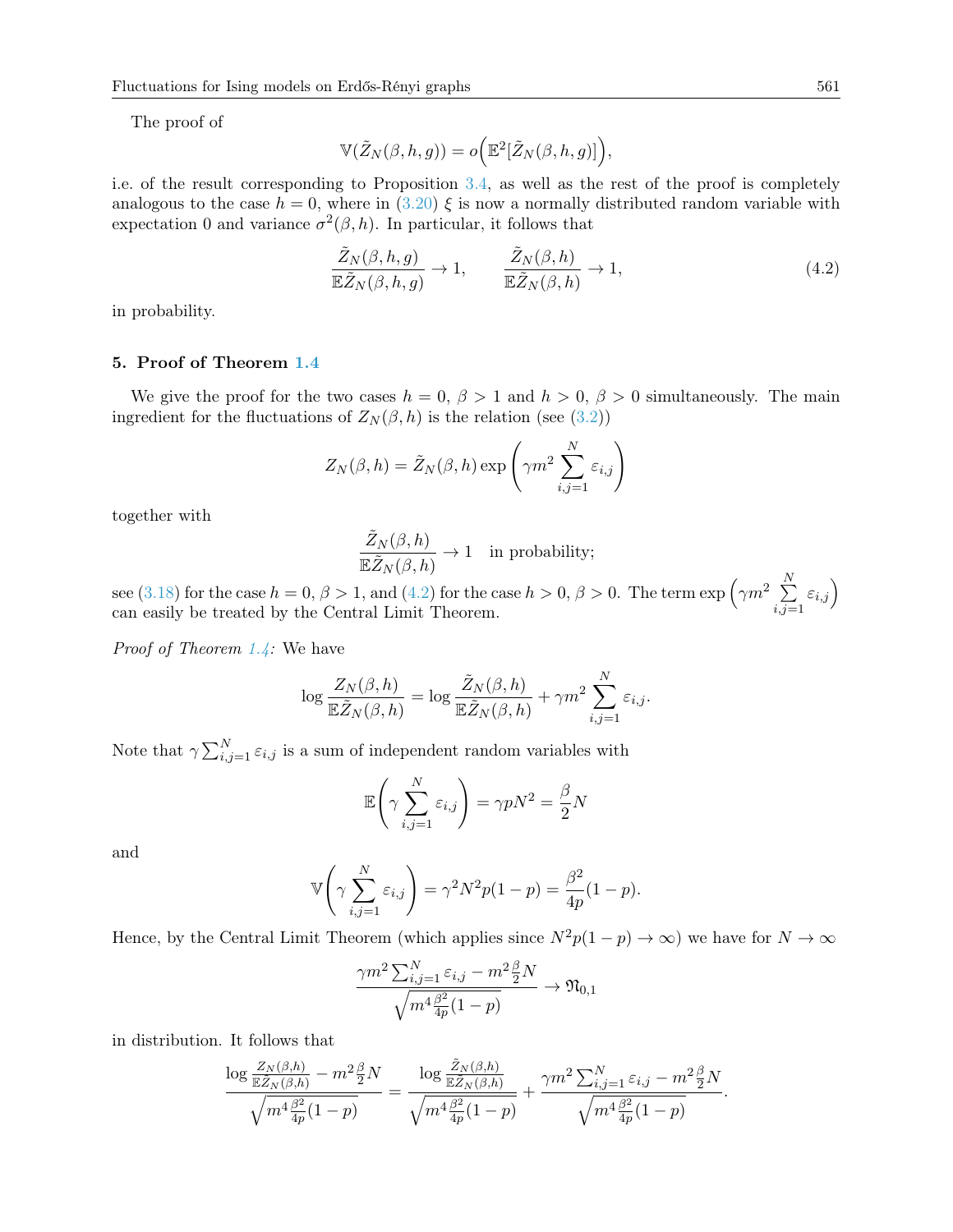The proof of

$$\mathbb{V}(\tilde{Z}_N(\beta, h, g)) = o\Big(\mathbb{E}^2[\tilde{Z}_N(\beta, h, g)]\Big),$$

i.e. of the result corresponding to Proposition 3.4, as well as the rest of the proof is completely analogous to the case $h = 0$, where in (3.20) $\xi$ is now a normally distributed random variable with expectation 0 and variance $\sigma^2(\beta, h)$. In particular, it follows that

$$\frac{\tilde{Z}_N(\beta, h, g)}{\mathbb{E}\tilde{Z}_N(\beta, h, g)} \to 1, \qquad \frac{\tilde{Z}_N(\beta, h)}{\mathbb{E}\tilde{Z}_N(\beta, h)} \to 1, \tag{4.2}$$

in probability.

## 5. Proof of Theorem 1.4

We give the proof for the two cases $h = 0$, $\beta > 1$ and $h > 0$, $\beta > 0$ simultaneously. The main ingredient for the fluctuations of $Z_N(\beta, h)$ is the relation (see (3.2))

$$Z_N(\beta, h) = \tilde{Z}_N(\beta, h) \exp\left(\gamma m^2 \sum_{i,j=1}^N \varepsilon_{i,j}\right)$$

together with

$$\frac{\tilde{Z}_N(\beta, h)}{\mathbb{E}\tilde{Z}_N(\beta, h)} \to 1 \quad \text{in probability;}$$

see (3.18) for the case $h = 0$, $\beta > 1$, and (4.2) for the case $h > 0$, $\beta > 0$. The term $\exp\left(\gamma m^2 \sum_{i,j=1}^N \varepsilon_{i,j}\right)$ can easily be treated by the Central Limit Theorem.

*Proof of Theorem 1.4:* We have

$$\log \frac{Z_N(\beta, h)}{\mathbb{E}\tilde{Z}_N(\beta, h)} = \log \frac{\tilde{Z}_N(\beta, h)}{\mathbb{E}\tilde{Z}_N(\beta, h)} + \gamma m^2 \sum_{i,j=1}^N \varepsilon_{i,j}.$$

Note that $\gamma \sum_{i,j=1}^N \varepsilon_{i,j}$ is a sum of independent random variables with

$$\mathbb{E}\left(\gamma \sum_{i,j=1}^N \varepsilon_{i,j}\right) = \gamma p N^2 = \frac{\beta}{2} N$$

and

$$\mathbb{V}\left(\gamma \sum_{i,j=1}^N \varepsilon_{i,j}\right) = \gamma^2 N^2 p(1-p) = \frac{\beta^2}{4p}(1-p).$$

Hence, by the Central Limit Theorem (which applies since $N^2 p(1-p) \to \infty$) we have for $N \to \infty$

$$\frac{\gamma m^2 \sum_{i,j=1}^N \varepsilon_{i,j} - m^2 \frac{\beta}{2} N}{\sqrt{m^4 \frac{\beta^2}{4p}(1-p)}} \to \mathfrak{N}_{0,1}$$

in distribution. It follows that

$$\frac{\log \frac{Z_N(\beta, h)}{\mathbb{E}\tilde{Z}_N(\beta, h)} - m^2 \frac{\beta}{2} N}{\sqrt{m^4 \frac{\beta^2}{4p}(1-p)}} = \frac{\log \frac{\tilde{Z}_N(\beta, h)}{\mathbb{E}\tilde{Z}_N(\beta, h)}}{\sqrt{m^4 \frac{\beta^2}{4p}(1-p)}} + \frac{\gamma m^2 \sum_{i,j=1}^N \varepsilon_{i,j} - m^2 \frac{\beta}{2} N}{\sqrt{m^4 \frac{\beta^2}{4p}(1-p)}}.$$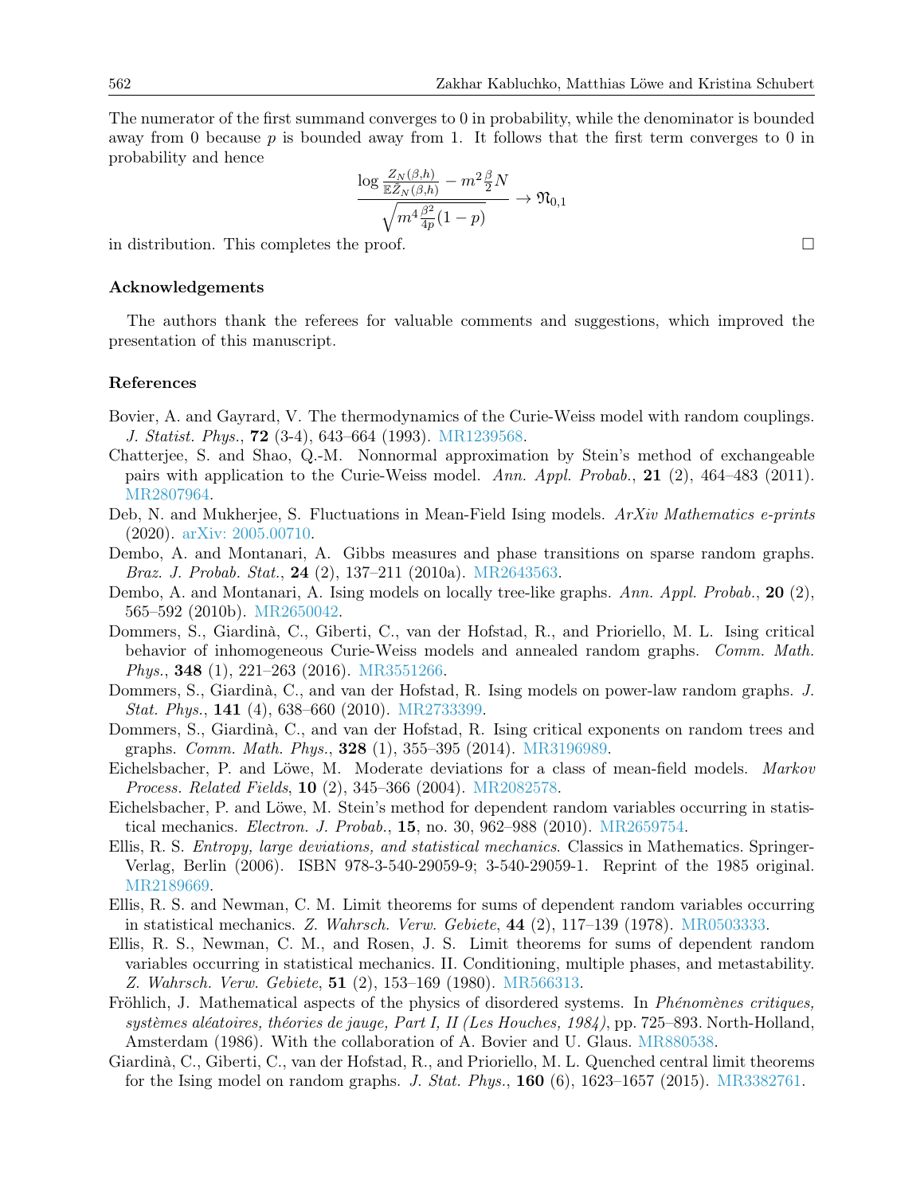The numerator of the first summand converges to 0 in probability, while the denominator is bounded away from 0 because $p$ is bounded away from 1. It follows that the first term converges to 0 in probability and hence

$$\frac{\log \frac{Z_N(\beta,h)}{\mathbb{E}\tilde{Z}_N(\beta,h)} - m^2 \frac{\beta}{2} N}{\sqrt{m^4 \frac{\beta^2}{4p}(1-p)}} \to \mathfrak{N}_{0,1}$$

in distribution. This completes the proof. □

## Acknowledgements

The authors thank the referees for valuable comments and suggestions, which improved the presentation of this manuscript.

## References

Bovier, A. and Gayrard, V. The thermodynamics of the Curie-Weiss model with random couplings. *J. Statist. Phys.*, **72** (3-4), 643–664 (1993). MR1239568.

Chatterjee, S. and Shao, Q.-M. Nonnormal approximation by Stein's method of exchangeable pairs with application to the Curie-Weiss model. *Ann. Appl. Probab.*, **21** (2), 464–483 (2011). MR2807964.

Deb, N. and Mukherjee, S. Fluctuations in Mean-Field Ising models. *ArXiv Mathematics e-prints* (2020). arXiv: 2005.00710.

Dembo, A. and Montanari, A. Gibbs measures and phase transitions on sparse random graphs. *Braz. J. Probab. Stat.*, **24** (2), 137–211 (2010a). MR2643563.

Dembo, A. and Montanari, A. Ising models on locally tree-like graphs. *Ann. Appl. Probab.*, **20** (2), 565–592 (2010b). MR2650042.

Dommers, S., Giardinà, C., Giberti, C., van der Hofstad, R., and Prioriello, M. L. Ising critical behavior of inhomogeneous Curie-Weiss models and annealed random graphs. *Comm. Math. Phys.*, **348** (1), 221–263 (2016). MR3551266.

Dommers, S., Giardinà, C., and van der Hofstad, R. Ising models on power-law random graphs. *J. Stat. Phys.*, **141** (4), 638–660 (2010). MR2733399.

Dommers, S., Giardinà, C., and van der Hofstad, R. Ising critical exponents on random trees and graphs. *Comm. Math. Phys.*, **328** (1), 355–395 (2014). MR3196989.

Eichelsbacher, P. and Löwe, M. Moderate deviations for a class of mean-field models. *Markov Process. Related Fields*, **10** (2), 345–366 (2004). MR2082578.

Eichelsbacher, P. and Löwe, M. Stein's method for dependent random variables occurring in statistical mechanics. *Electron. J. Probab.*, **15**, no. 30, 962–988 (2010). MR2659754.

Ellis, R. S. *Entropy, large deviations, and statistical mechanics*. Classics in Mathematics. Springer-Verlag, Berlin (2006). ISBN 978-3-540-29059-9; 3-540-29059-1. Reprint of the 1985 original. MR2189669.

Ellis, R. S. and Newman, C. M. Limit theorems for sums of dependent random variables occurring in statistical mechanics. *Z. Wahrsch. Verw. Gebiete*, **44** (2), 117–139 (1978). MR0503333.

Ellis, R. S., Newman, C. M., and Rosen, J. S. Limit theorems for sums of dependent random variables occurring in statistical mechanics. II. Conditioning, multiple phases, and metastability. *Z. Wahrsch. Verw. Gebiete*, **51** (2), 153–169 (1980). MR566313.

Fröhlich, J. Mathematical aspects of the physics of disordered systems. In *Phénomènes critiques, systèmes aléatoires, théories de jauge, Part I, II (Les Houches, 1984)*, pp. 725–893. North-Holland, Amsterdam (1986). With the collaboration of A. Bovier and U. Glaus. MR880538.

Giardinà, C., Giberti, C., van der Hofstad, R., and Prioriello, M. L. Quenched central limit theorems for the Ising model on random graphs. *J. Stat. Phys.*, **160** (6), 1623–1657 (2015). MR3382761.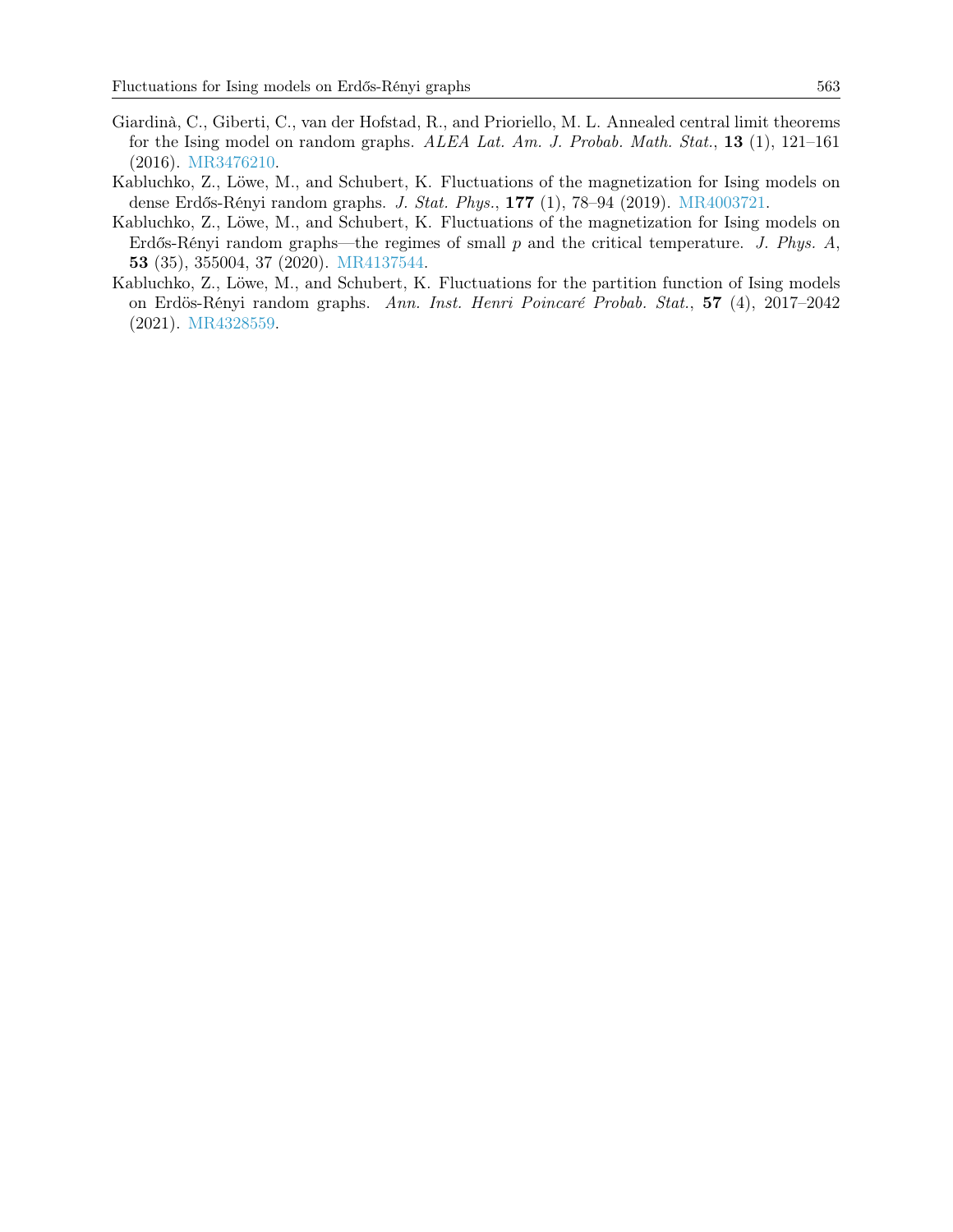Giardinà, C., Giberti, C., van der Hofstad, R., and Prioriello, M. L. Annealed central limit theorems for the Ising model on random graphs. *ALEA Lat. Am. J. Probab. Math. Stat.*, **13** (1), 121–161 (2016). MR3476210.

Kabluchko, Z., Löwe, M., and Schubert, K. Fluctuations of the magnetization for Ising models on dense Erdős-Rényi random graphs. *J. Stat. Phys.*, **177** (1), 78–94 (2019). MR4003721.

Kabluchko, Z., Löwe, M., and Schubert, K. Fluctuations of the magnetization for Ising models on Erdős-Rényi random graphs—the regimes of small $p$ and the critical temperature. *J. Phys. A*, **53** (35), 355004, 37 (2020). MR4137544.

Kabluchko, Z., Löwe, M., and Schubert, K. Fluctuations for the partition function of Ising models on Erdös-Rényi random graphs. *Ann. Inst. Henri Poincaré Probab. Stat.*, **57** (4), 2017–2042 (2021). MR4328559.